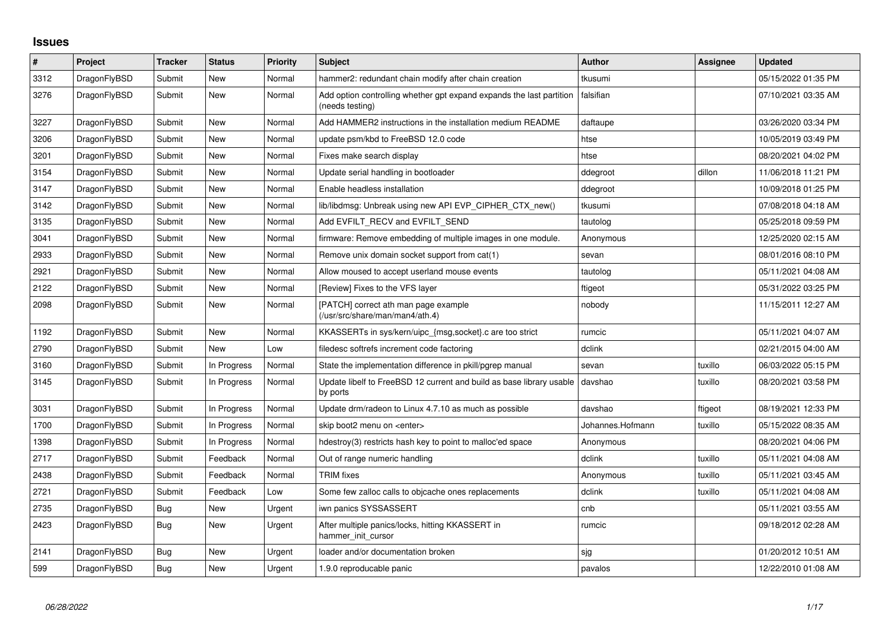# Issues

| # | Project | Tracker | Status | Priority | Subject | Author | Assignee | Updated |
|---|---|---|---|---|---|---|---|---|
| 3312 | DragonFlyBSD | Submit | New | Normal | hammer2: redundant chain modify after chain creation | tkusumi | | 05/15/2022 01:35 PM |
| 3276 | DragonFlyBSD | Submit | New | Normal | Add option controlling whether gpt expand expands the last partition (needs testing) | falsifian | | 07/10/2021 03:35 AM |
| 3227 | DragonFlyBSD | Submit | New | Normal | Add HAMMER2 instructions in the installation medium README | daftaupe | | 03/26/2020 03:34 PM |
| 3206 | DragonFlyBSD | Submit | New | Normal | update psm/kbd to FreeBSD 12.0 code | htse | | 10/05/2019 03:49 PM |
| 3201 | DragonFlyBSD | Submit | New | Normal | Fixes make search display | htse | | 08/20/2021 04:02 PM |
| 3154 | DragonFlyBSD | Submit | New | Normal | Update serial handling in bootloader | ddegroot | dillon | 11/06/2018 11:21 PM |
| 3147 | DragonFlyBSD | Submit | New | Normal | Enable headless installation | ddegroot | | 10/09/2018 01:25 PM |
| 3142 | DragonFlyBSD | Submit | New | Normal | lib/libdmsg: Unbreak using new API EVP_CIPHER_CTX_new() | tkusumi | | 07/08/2018 04:18 AM |
| 3135 | DragonFlyBSD | Submit | New | Normal | Add EVFILT_RECV and EVFILT_SEND | tautolog | | 05/25/2018 09:59 PM |
| 3041 | DragonFlyBSD | Submit | New | Normal | firmware: Remove embedding of multiple images in one module. | Anonymous | | 12/25/2020 02:15 AM |
| 2933 | DragonFlyBSD | Submit | New | Normal | Remove unix domain socket support from cat(1) | sevan | | 08/01/2016 08:10 PM |
| 2921 | DragonFlyBSD | Submit | New | Normal | Allow moused to accept userland mouse events | tautolog | | 05/11/2021 04:08 AM |
| 2122 | DragonFlyBSD | Submit | New | Normal | [Review] Fixes to the VFS layer | ftigeot | | 05/31/2022 03:25 PM |
| 2098 | DragonFlyBSD | Submit | New | Normal | [PATCH] correct ath man page example (/usr/src/share/man/man4/ath.4) | nobody | | 11/15/2011 12:27 AM |
| 1192 | DragonFlyBSD | Submit | New | Normal | KKASSERTs in sys/kern/uipc_{msg,socket}.c are too strict | rumcic | | 05/11/2021 04:07 AM |
| 2790 | DragonFlyBSD | Submit | New | Low | filedesc softrefs increment code factoring | dclink | | 02/21/2015 04:00 AM |
| 3160 | DragonFlyBSD | Submit | In Progress | Normal | State the implementation difference in pkill/pgrep manual | sevan | tuxillo | 06/03/2022 05:15 PM |
| 3145 | DragonFlyBSD | Submit | In Progress | Normal | Update libelf to FreeBSD 12 current and build as base library usable by ports | davshao | tuxillo | 08/20/2021 03:58 PM |
| 3031 | DragonFlyBSD | Submit | In Progress | Normal | Update drm/radeon to Linux 4.7.10 as much as possible | davshao | ftigeot | 08/19/2021 12:33 PM |
| 1700 | DragonFlyBSD | Submit | In Progress | Normal | skip boot2 menu on <enter> | Johannes.Hofmann | tuxillo | 05/15/2022 08:35 AM |
| 1398 | DragonFlyBSD | Submit | In Progress | Normal | hdestroy(3) restricts hash key to point to malloc'ed space | Anonymous | | 08/20/2021 04:06 PM |
| 2717 | DragonFlyBSD | Submit | Feedback | Normal | Out of range numeric handling | dclink | tuxillo | 05/11/2021 04:08 AM |
| 2438 | DragonFlyBSD | Submit | Feedback | Normal | TRIM fixes | Anonymous | tuxillo | 05/11/2021 03:45 AM |
| 2721 | DragonFlyBSD | Submit | Feedback | Low | Some few zalloc calls to objcache ones replacements | dclink | tuxillo | 05/11/2021 04:08 AM |
| 2735 | DragonFlyBSD | Bug | New | Urgent | iwn panics SYSSASSERT | cnb | | 05/11/2021 03:55 AM |
| 2423 | DragonFlyBSD | Bug | New | Urgent | After multiple panics/locks, hitting KKASSERT in hammer_init_cursor | rumcic | | 09/18/2012 02:28 AM |
| 2141 | DragonFlyBSD | Bug | New | Urgent | loader and/or documentation broken | sjg | | 01/20/2012 10:51 AM |
| 599 | DragonFlyBSD | Bug | New | Urgent | 1.9.0 reproducable panic | pavalos | | 12/22/2010 01:08 AM |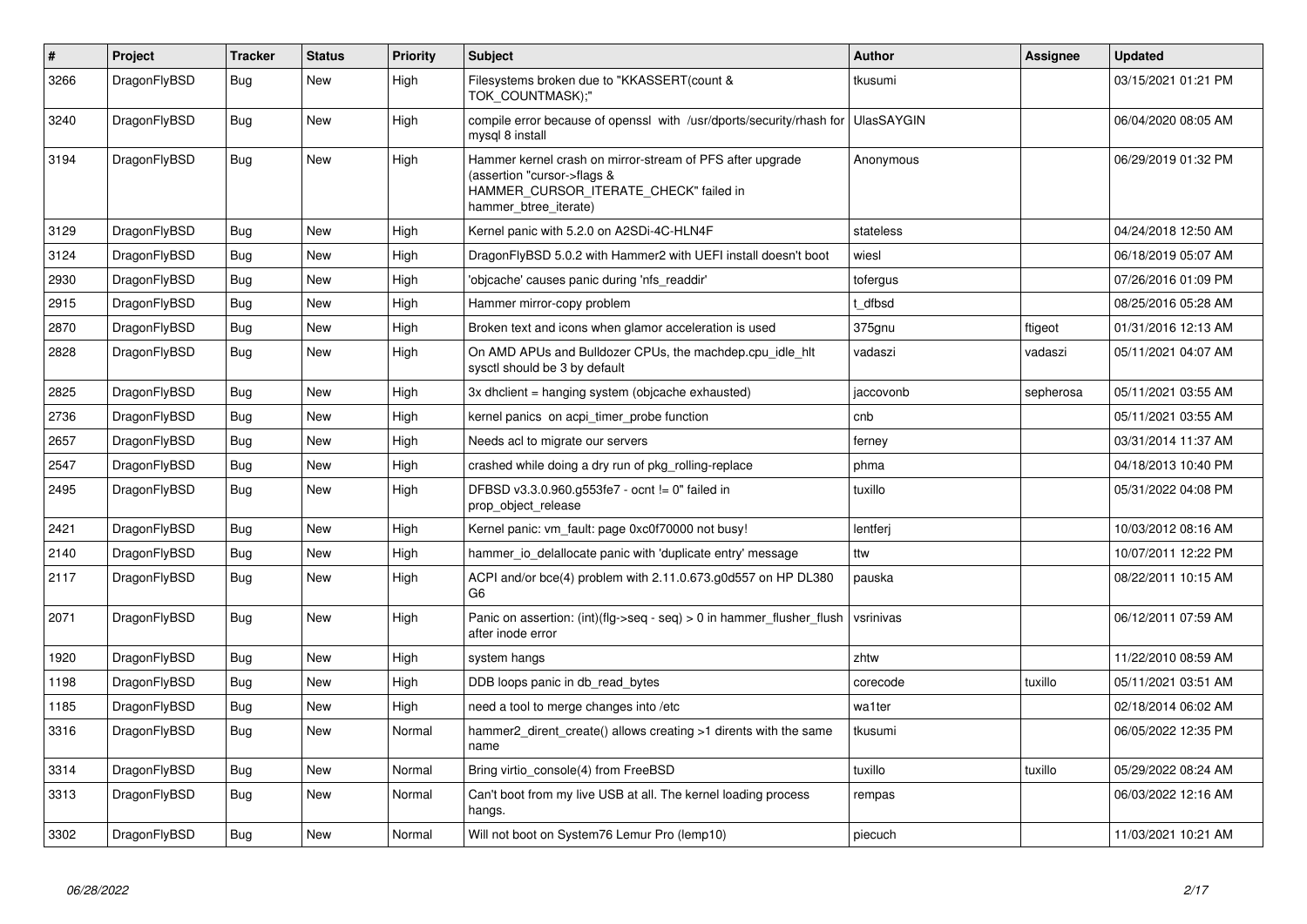| # | Project | Tracker | Status | Priority | Subject | Author | Assignee | Updated |
|---|---|---|---|---|---|---|---|---|
| 3266 | DragonFlyBSD | Bug | New | High | Filesystems broken due to "KKASSERT(count & TOK_COUNTMASK);" | tkusumi | | 03/15/2021 01:21 PM |
| 3240 | DragonFlyBSD | Bug | New | High | compile error because of openssl with /usr/dports/security/rhash for mysql 8 install | UlasSAYGIN | | 06/04/2020 08:05 AM |
| 3194 | DragonFlyBSD | Bug | New | High | Hammer kernel crash on mirror-stream of PFS after upgrade (assertion "cursor->flags & HAMMER_CURSOR_ITERATE_CHECK" failed in hammer_btree_iterate) | Anonymous | | 06/29/2019 01:32 PM |
| 3129 | DragonFlyBSD | Bug | New | High | Kernel panic with 5.2.0 on A2SDi-4C-HLN4F | stateless | | 04/24/2018 12:50 AM |
| 3124 | DragonFlyBSD | Bug | New | High | DragonFlyBSD 5.0.2 with Hammer2 with UEFI install doesn't boot | wiesl | | 06/18/2019 05:07 AM |
| 2930 | DragonFlyBSD | Bug | New | High | 'objcache' causes panic during 'nfs_readdir' | tofergus | | 07/26/2016 01:09 PM |
| 2915 | DragonFlyBSD | Bug | New | High | Hammer mirror-copy problem | t_dfbsd | | 08/25/2016 05:28 AM |
| 2870 | DragonFlyBSD | Bug | New | High | Broken text and icons when glamor acceleration is used | 375gnu | ftigeot | 01/31/2016 12:13 AM |
| 2828 | DragonFlyBSD | Bug | New | High | On AMD APUs and Bulldozer CPUs, the machdep.cpu_idle_hlt sysctl should be 3 by default | vadaszi | vadaszi | 05/11/2021 04:07 AM |
| 2825 | DragonFlyBSD | Bug | New | High | 3x dhclient = hanging system (objcache exhausted) | jaccovonb | sepherosa | 05/11/2021 03:55 AM |
| 2736 | DragonFlyBSD | Bug | New | High | kernel panics on acpi_timer_probe function | cnb | | 05/11/2021 03:55 AM |
| 2657 | DragonFlyBSD | Bug | New | High | Needs acl to migrate our servers | ferney | | 03/31/2014 11:37 AM |
| 2547 | DragonFlyBSD | Bug | New | High | crashed while doing a dry run of pkg_rolling-replace | phma | | 04/18/2013 10:40 PM |
| 2495 | DragonFlyBSD | Bug | New | High | DFBSD v3.3.0.960.g553fe7 - ocnt != 0" failed in prop_object_release | tuxillo | | 05/31/2022 04:08 PM |
| 2421 | DragonFlyBSD | Bug | New | High | Kernel panic: vm_fault: page 0xc0f70000 not busy! | lentferj | | 10/03/2012 08:16 AM |
| 2140 | DragonFlyBSD | Bug | New | High | hammer_io_delallocate panic with 'duplicate entry' message | ttw | | 10/07/2011 12:22 PM |
| 2117 | DragonFlyBSD | Bug | New | High | ACPI and/or bce(4) problem with 2.11.0.673.g0d557 on HP DL380 G6 | pauska | | 08/22/2011 10:15 AM |
| 2071 | DragonFlyBSD | Bug | New | High | Panic on assertion: (int)(flg->seq - seq) > 0 in hammer_flusher_flush after inode error | vsrinivas | | 06/12/2011 07:59 AM |
| 1920 | DragonFlyBSD | Bug | New | High | system hangs | zhtw | | 11/22/2010 08:59 AM |
| 1198 | DragonFlyBSD | Bug | New | High | DDB loops panic in db_read_bytes | corecode | tuxillo | 05/11/2021 03:51 AM |
| 1185 | DragonFlyBSD | Bug | New | High | need a tool to merge changes into /etc | wa1ter | | 02/18/2014 06:02 AM |
| 3316 | DragonFlyBSD | Bug | New | Normal | hammer2_dirent_create() allows creating >1 dirents with the same name | tkusumi | | 06/05/2022 12:35 PM |
| 3314 | DragonFlyBSD | Bug | New | Normal | Bring virtio_console(4) from FreeBSD | tuxillo | tuxillo | 05/29/2022 08:24 AM |
| 3313 | DragonFlyBSD | Bug | New | Normal | Can't boot from my live USB at all. The kernel loading process hangs. | rempas | | 06/03/2022 12:16 AM |
| 3302 | DragonFlyBSD | Bug | New | Normal | Will not boot on System76 Lemur Pro (lemp10) | piecuch | | 11/03/2021 10:21 AM |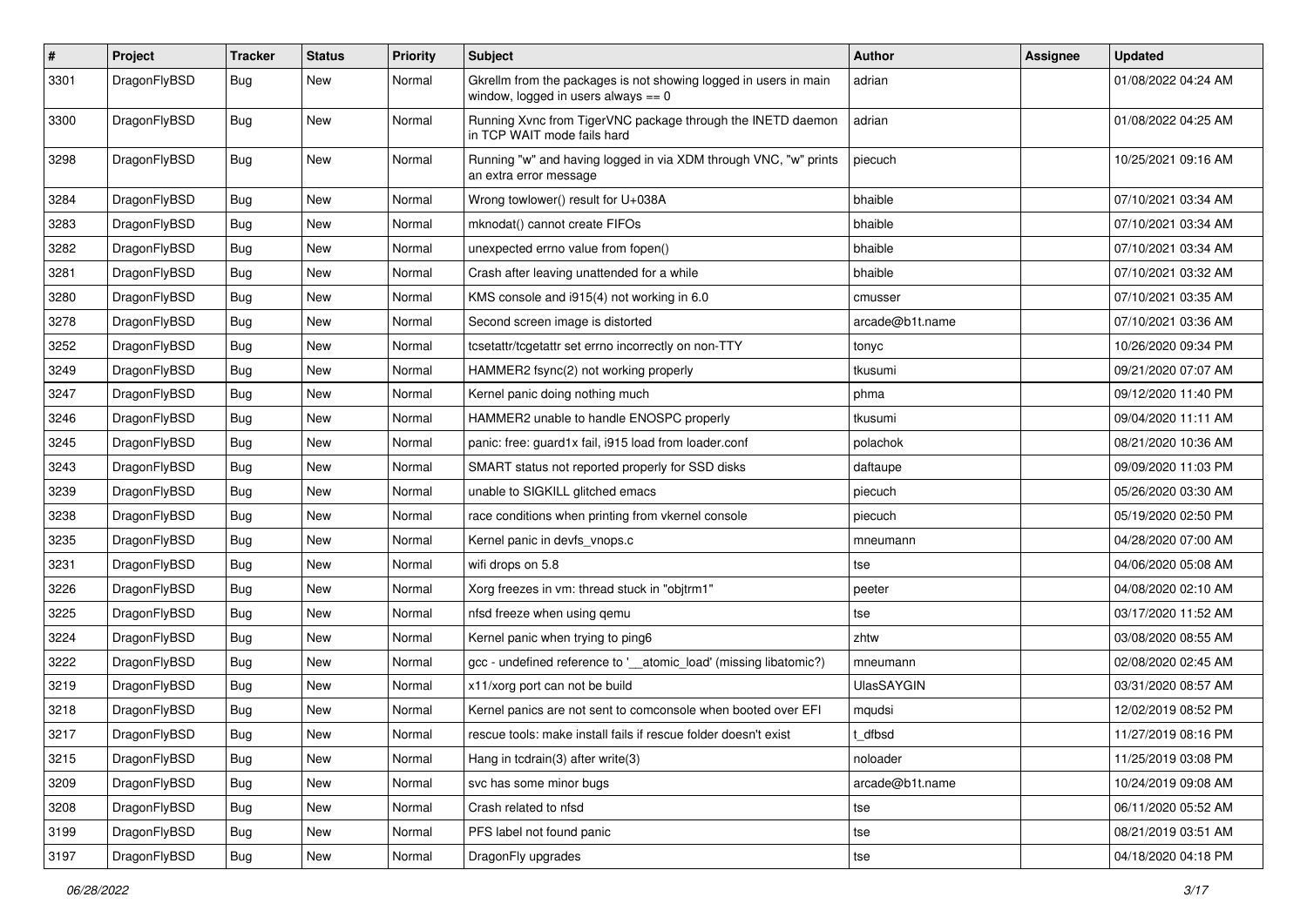| # | Project | Tracker | Status | Priority | Subject | Author | Assignee | Updated |
|---|---|---|---|---|---|---|---|---|
| 3301 | DragonFlyBSD | Bug | New | Normal | Gkrellm from the packages is not showing logged in users in main window, logged in users always == 0 | adrian | | 01/08/2022 04:24 AM |
| 3300 | DragonFlyBSD | Bug | New | Normal | Running Xvnc from TigerVNC package through the INETD daemon in TCP WAIT mode fails hard | adrian | | 01/08/2022 04:25 AM |
| 3298 | DragonFlyBSD | Bug | New | Normal | Running "w" and having logged in via XDM through VNC, "w" prints an extra error message | piecuch | | 10/25/2021 09:16 AM |
| 3284 | DragonFlyBSD | Bug | New | Normal | Wrong towlower() result for U+038A | bhaible | | 07/10/2021 03:34 AM |
| 3283 | DragonFlyBSD | Bug | New | Normal | mknodat() cannot create FIFOs | bhaible | | 07/10/2021 03:34 AM |
| 3282 | DragonFlyBSD | Bug | New | Normal | unexpected errno value from fopen() | bhaible | | 07/10/2021 03:34 AM |
| 3281 | DragonFlyBSD | Bug | New | Normal | Crash after leaving unattended for a while | bhaible | | 07/10/2021 03:32 AM |
| 3280 | DragonFlyBSD | Bug | New | Normal | KMS console and i915(4) not working in 6.0 | cmusser | | 07/10/2021 03:35 AM |
| 3278 | DragonFlyBSD | Bug | New | Normal | Second screen image is distorted | arcade@b1t.name | | 07/10/2021 03:36 AM |
| 3252 | DragonFlyBSD | Bug | New | Normal | tcsetattr/tcgetattr set errno incorrectly on non-TTY | tonyc | | 10/26/2020 09:34 PM |
| 3249 | DragonFlyBSD | Bug | New | Normal | HAMMER2 fsync(2) not working properly | tkusumi | | 09/21/2020 07:07 AM |
| 3247 | DragonFlyBSD | Bug | New | Normal | Kernel panic doing nothing much | phma | | 09/12/2020 11:40 PM |
| 3246 | DragonFlyBSD | Bug | New | Normal | HAMMER2 unable to handle ENOSPC properly | tkusumi | | 09/04/2020 11:11 AM |
| 3245 | DragonFlyBSD | Bug | New | Normal | panic: free: guard1x fail, i915 load from loader.conf | polachok | | 08/21/2020 10:36 AM |
| 3243 | DragonFlyBSD | Bug | New | Normal | SMART status not reported properly for SSD disks | daftaupe | | 09/09/2020 11:03 PM |
| 3239 | DragonFlyBSD | Bug | New | Normal | unable to SIGKILL glitched emacs | piecuch | | 05/26/2020 03:30 AM |
| 3238 | DragonFlyBSD | Bug | New | Normal | race conditions when printing from vkernel console | piecuch | | 05/19/2020 02:50 PM |
| 3235 | DragonFlyBSD | Bug | New | Normal | Kernel panic in devfs_vnops.c | mneumann | | 04/28/2020 07:00 AM |
| 3231 | DragonFlyBSD | Bug | New | Normal | wifi drops on 5.8 | tse | | 04/06/2020 05:08 AM |
| 3226 | DragonFlyBSD | Bug | New | Normal | Xorg freezes in vm: thread stuck in "objtrm1" | peeter | | 04/08/2020 02:10 AM |
| 3225 | DragonFlyBSD | Bug | New | Normal | nfsd freeze when using qemu | tse | | 03/17/2020 11:52 AM |
| 3224 | DragonFlyBSD | Bug | New | Normal | Kernel panic when trying to ping6 | zhtw | | 03/08/2020 08:55 AM |
| 3222 | DragonFlyBSD | Bug | New | Normal | gcc - undefined reference to '__atomic_load' (missing libatomic?) | mneumann | | 02/08/2020 02:45 AM |
| 3219 | DragonFlyBSD | Bug | New | Normal | x11/xorg port can not be build | UlasSAYGIN | | 03/31/2020 08:57 AM |
| 3218 | DragonFlyBSD | Bug | New | Normal | Kernel panics are not sent to comconsole when booted over EFI | mqudsi | | 12/02/2019 08:52 PM |
| 3217 | DragonFlyBSD | Bug | New | Normal | rescue tools: make install fails if rescue folder doesn't exist | t_dfbsd | | 11/27/2019 08:16 PM |
| 3215 | DragonFlyBSD | Bug | New | Normal | Hang in tcdrain(3) after write(3) | noloader | | 11/25/2019 03:08 PM |
| 3209 | DragonFlyBSD | Bug | New | Normal | svc has some minor bugs | arcade@b1t.name | | 10/24/2019 09:08 AM |
| 3208 | DragonFlyBSD | Bug | New | Normal | Crash related to nfsd | tse | | 06/11/2020 05:52 AM |
| 3199 | DragonFlyBSD | Bug | New | Normal | PFS label not found panic | tse | | 08/21/2019 03:51 AM |
| 3197 | DragonFlyBSD | Bug | New | Normal | DragonFly upgrades | tse | | 04/18/2020 04:18 PM |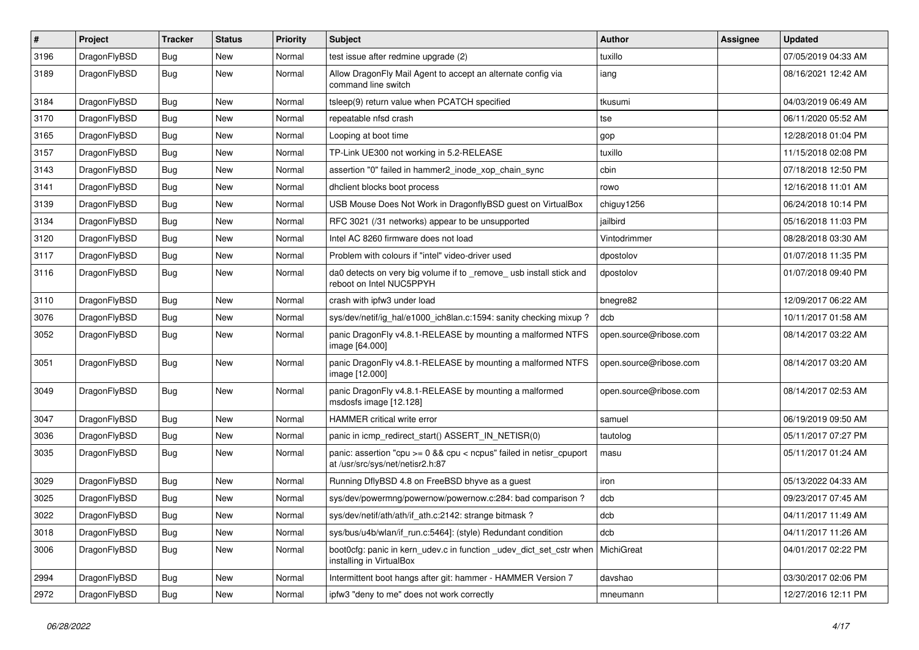| # | Project | Tracker | Status | Priority | Subject | Author | Assignee | Updated |
|---|---|---|---|---|---|---|---|---|
| 3196 | DragonFlyBSD | Bug | New | Normal | test issue after redmine upgrade (2) | tuxillo | | 07/05/2019 04:33 AM |
| 3189 | DragonFlyBSD | Bug | New | Normal | Allow DragonFly Mail Agent to accept an alternate config via command line switch | iang | | 08/16/2021 12:42 AM |
| 3184 | DragonFlyBSD | Bug | New | Normal | tsleep(9) return value when PCATCH specified | tkusumi | | 04/03/2019 06:49 AM |
| 3170 | DragonFlyBSD | Bug | New | Normal | repeatable nfsd crash | tse | | 06/11/2020 05:52 AM |
| 3165 | DragonFlyBSD | Bug | New | Normal | Looping at boot time | gop | | 12/28/2018 01:04 PM |
| 3157 | DragonFlyBSD | Bug | New | Normal | TP-Link UE300 not working in 5.2-RELEASE | tuxillo | | 11/15/2018 02:08 PM |
| 3143 | DragonFlyBSD | Bug | New | Normal | assertion "0" failed in hammer2_inode_xop_chain_sync | cbin | | 07/18/2018 12:50 PM |
| 3141 | DragonFlyBSD | Bug | New | Normal | dhclient blocks boot process | rowo | | 12/16/2018 11:01 AM |
| 3139 | DragonFlyBSD | Bug | New | Normal | USB Mouse Does Not Work in DragonflyBSD guest on VirtualBox | chiguy1256 | | 06/24/2018 10:14 PM |
| 3134 | DragonFlyBSD | Bug | New | Normal | RFC 3021 (/31 networks) appear to be unsupported | jailbird | | 05/16/2018 11:03 PM |
| 3120 | DragonFlyBSD | Bug | New | Normal | Intel AC 8260 firmware does not load | Vintodrimmer | | 08/28/2018 03:30 AM |
| 3117 | DragonFlyBSD | Bug | New | Normal | Problem with colours if "intel" video-driver used | dpostolov | | 01/07/2018 11:35 PM |
| 3116 | DragonFlyBSD | Bug | New | Normal | da0 detects on very big volume if to _remove_ usb install stick and reboot on Intel NUC5PPYH | dpostolov | | 01/07/2018 09:40 PM |
| 3110 | DragonFlyBSD | Bug | New | Normal | crash with ipfw3 under load | bnegre82 | | 12/09/2017 06:22 AM |
| 3076 | DragonFlyBSD | Bug | New | Normal | sys/dev/netif/ig_hal/e1000_ich8lan.c:1594: sanity checking mixup ? | dcb | | 10/11/2017 01:58 AM |
| 3052 | DragonFlyBSD | Bug | New | Normal | panic DragonFly v4.8.1-RELEASE by mounting a malformed NTFS image [64.000] | open.source@ribose.com | | 08/14/2017 03:22 AM |
| 3051 | DragonFlyBSD | Bug | New | Normal | panic DragonFly v4.8.1-RELEASE by mounting a malformed NTFS image [12.000] | open.source@ribose.com | | 08/14/2017 03:20 AM |
| 3049 | DragonFlyBSD | Bug | New | Normal | panic DragonFly v4.8.1-RELEASE by mounting a malformed msdosfs image [12.128] | open.source@ribose.com | | 08/14/2017 02:53 AM |
| 3047 | DragonFlyBSD | Bug | New | Normal | HAMMER critical write error | samuel | | 06/19/2019 09:50 AM |
| 3036 | DragonFlyBSD | Bug | New | Normal | panic in icmp_redirect_start() ASSERT_IN_NETISR(0) | tautolog | | 05/11/2017 07:27 PM |
| 3035 | DragonFlyBSD | Bug | New | Normal | panic: assertion "cpu >= 0 && cpu < ncpus" failed in netisr_cpuport at /usr/src/sys/net/netisr2.h:87 | masu | | 05/11/2017 01:24 AM |
| 3029 | DragonFlyBSD | Bug | New | Normal | Running DflyBSD 4.8 on FreeBSD bhyve as a guest | iron | | 05/13/2022 04:33 AM |
| 3025 | DragonFlyBSD | Bug | New | Normal | sys/dev/powermng/powernow/powernow.c:284: bad comparison ? | dcb | | 09/23/2017 07:45 AM |
| 3022 | DragonFlyBSD | Bug | New | Normal | sys/dev/netif/ath/ath/if_ath.c:2142: strange bitmask ? | dcb | | 04/11/2017 11:49 AM |
| 3018 | DragonFlyBSD | Bug | New | Normal | sys/bus/u4b/wlan/if_run.c:5464]: (style) Redundant condition | dcb | | 04/11/2017 11:26 AM |
| 3006 | DragonFlyBSD | Bug | New | Normal | boot0cfg: panic in kern_udev.c in function _udev_dict_set_cstr when installing in VirtualBox | MichiGreat | | 04/01/2017 02:22 PM |
| 2994 | DragonFlyBSD | Bug | New | Normal | Intermittent boot hangs after git: hammer - HAMMER Version 7 | davshao | | 03/30/2017 02:06 PM |
| 2972 | DragonFlyBSD | Bug | New | Normal | ipfw3 "deny to me" does not work correctly | mneumann | | 12/27/2016 12:11 PM |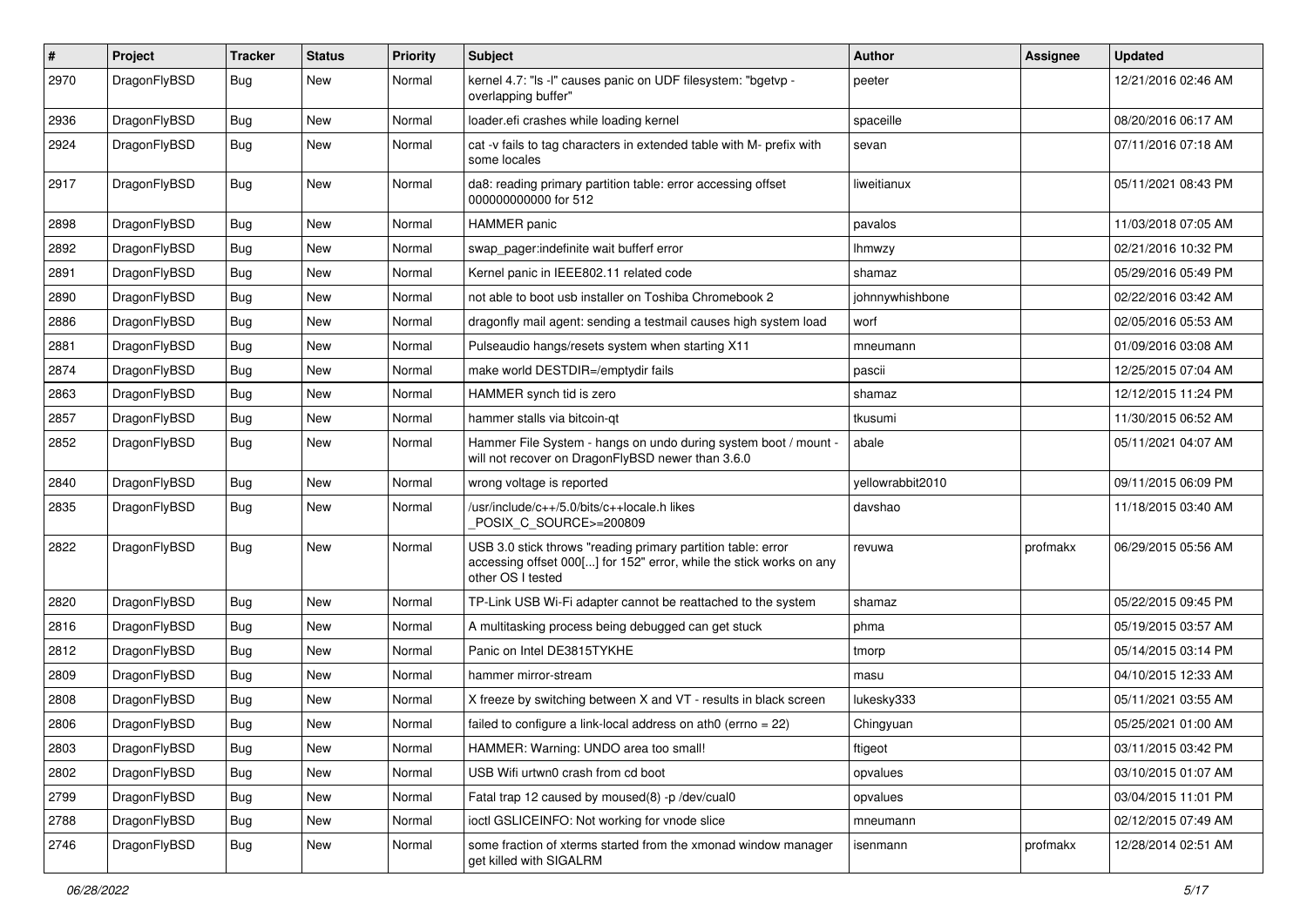| # | Project | Tracker | Status | Priority | Subject | Author | Assignee | Updated |
|---|---|---|---|---|---|---|---|---|
| 2970 | DragonFlyBSD | Bug | New | Normal | kernel 4.7: "ls -l" causes panic on UDF filesystem: "bgetvp - overlapping buffer" | peeter | | 12/21/2016 02:46 AM |
| 2936 | DragonFlyBSD | Bug | New | Normal | loader.efi crashes while loading kernel | spaceille | | 08/20/2016 06:17 AM |
| 2924 | DragonFlyBSD | Bug | New | Normal | cat -v fails to tag characters in extended table with M- prefix with some locales | sevan | | 07/11/2016 07:18 AM |
| 2917 | DragonFlyBSD | Bug | New | Normal | da8: reading primary partition table: error accessing offset 000000000000 for 512 | liweitianux | | 05/11/2021 08:43 PM |
| 2898 | DragonFlyBSD | Bug | New | Normal | HAMMER panic | pavalos | | 11/03/2018 07:05 AM |
| 2892 | DragonFlyBSD | Bug | New | Normal | swap_pager:indefinite wait bufferf error | lhmwzy | | 02/21/2016 10:32 PM |
| 2891 | DragonFlyBSD | Bug | New | Normal | Kernel panic in IEEE802.11 related code | shamaz | | 05/29/2016 05:49 PM |
| 2890 | DragonFlyBSD | Bug | New | Normal | not able to boot usb installer on Toshiba Chromebook 2 | johnnywhishbone | | 02/22/2016 03:42 AM |
| 2886 | DragonFlyBSD | Bug | New | Normal | dragonfly mail agent: sending a testmail causes high system load | worf | | 02/05/2016 05:53 AM |
| 2881 | DragonFlyBSD | Bug | New | Normal | Pulseaudio hangs/resets system when starting X11 | mneumann | | 01/09/2016 03:08 AM |
| 2874 | DragonFlyBSD | Bug | New | Normal | make world DESTDIR=/emptydir fails | pascii | | 12/25/2015 07:04 AM |
| 2863 | DragonFlyBSD | Bug | New | Normal | HAMMER synch tid is zero | shamaz | | 12/12/2015 11:24 PM |
| 2857 | DragonFlyBSD | Bug | New | Normal | hammer stalls via bitcoin-qt | tkusumi | | 11/30/2015 06:52 AM |
| 2852 | DragonFlyBSD | Bug | New | Normal | Hammer File System - hangs on undo during system boot / mount - will not recover on DragonFlyBSD newer than 3.6.0 | abale | | 05/11/2021 04:07 AM |
| 2840 | DragonFlyBSD | Bug | New | Normal | wrong voltage is reported | yellowrabbit2010 | | 09/11/2015 06:09 PM |
| 2835 | DragonFlyBSD | Bug | New | Normal | /usr/include/c++/5.0/bits/c++locale.h likes _POSIX_C_SOURCE>=200809 | davshao | | 11/18/2015 03:40 AM |
| 2822 | DragonFlyBSD | Bug | New | Normal | USB 3.0 stick throws "reading primary partition table: error accessing offset 000[...] for 152" error, while the stick works on any other OS I tested | revuwa | profmakx | 06/29/2015 05:56 AM |
| 2820 | DragonFlyBSD | Bug | New | Normal | TP-Link USB Wi-Fi adapter cannot be reattached to the system | shamaz | | 05/22/2015 09:45 PM |
| 2816 | DragonFlyBSD | Bug | New | Normal | A multitasking process being debugged can get stuck | phma | | 05/19/2015 03:57 AM |
| 2812 | DragonFlyBSD | Bug | New | Normal | Panic on Intel DE3815TYKHE | tmorp | | 05/14/2015 03:14 PM |
| 2809 | DragonFlyBSD | Bug | New | Normal | hammer mirror-stream | masu | | 04/10/2015 12:33 AM |
| 2808 | DragonFlyBSD | Bug | New | Normal | X freeze by switching between X and VT - results in black screen | lukesky333 | | 05/11/2021 03:55 AM |
| 2806 | DragonFlyBSD | Bug | New | Normal | failed to configure a link-local address on ath0 (errno = 22) | Chingyuan | | 05/25/2021 01:00 AM |
| 2803 | DragonFlyBSD | Bug | New | Normal | HAMMER: Warning: UNDO area too small! | ftigeot | | 03/11/2015 03:42 PM |
| 2802 | DragonFlyBSD | Bug | New | Normal | USB Wifi urtwn0 crash from cd boot | opvalues | | 03/10/2015 01:07 AM |
| 2799 | DragonFlyBSD | Bug | New | Normal | Fatal trap 12 caused by moused(8) -p /dev/cual0 | opvalues | | 03/04/2015 11:01 PM |
| 2788 | DragonFlyBSD | Bug | New | Normal | ioctl GSLICEINFO: Not working for vnode slice | mneumann | | 02/12/2015 07:49 AM |
| 2746 | DragonFlyBSD | Bug | New | Normal | some fraction of xterms started from the xmonad window manager get killed with SIGALRM | isenmann | profmakx | 12/28/2014 02:51 AM |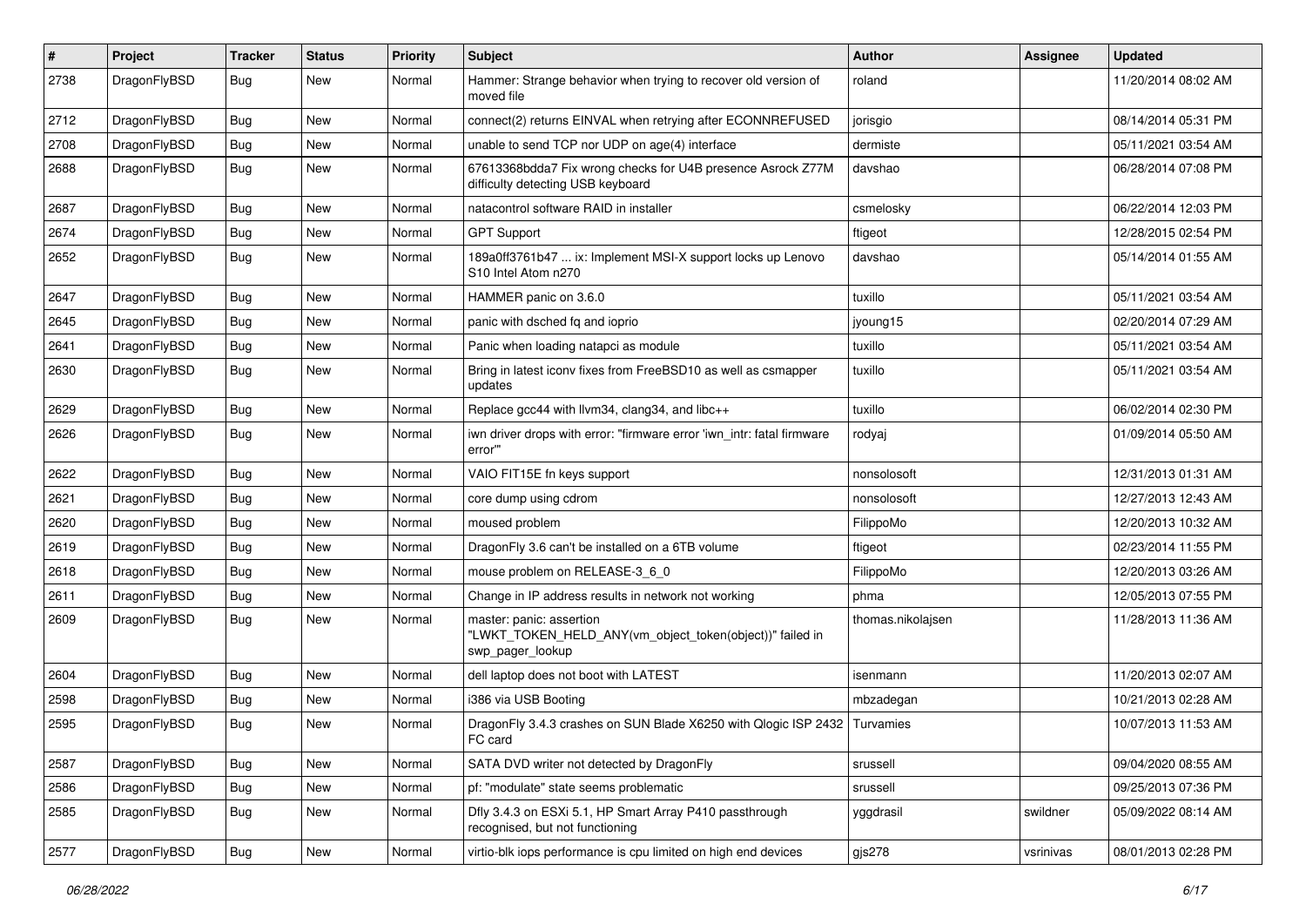| # | Project | Tracker | Status | Priority | Subject | Author | Assignee | Updated |
|---|---|---|---|---|---|---|---|---|
| 2738 | DragonFlyBSD | Bug | New | Normal | Hammer: Strange behavior when trying to recover old version of moved file | roland | | 11/20/2014 08:02 AM |
| 2712 | DragonFlyBSD | Bug | New | Normal | connect(2) returns EINVAL when retrying after ECONNREFUSED | jorisgio | | 08/14/2014 05:31 PM |
| 2708 | DragonFlyBSD | Bug | New | Normal | unable to send TCP nor UDP on age(4) interface | dermiste | | 05/11/2021 03:54 AM |
| 2688 | DragonFlyBSD | Bug | New | Normal | 67613368bdda7 Fix wrong checks for U4B presence Asrock Z77M difficulty detecting USB keyboard | davshao | | 06/28/2014 07:08 PM |
| 2687 | DragonFlyBSD | Bug | New | Normal | natacontrol software RAID in installer | csmelosky | | 06/22/2014 12:03 PM |
| 2674 | DragonFlyBSD | Bug | New | Normal | GPT Support | ftigeot | | 12/28/2015 02:54 PM |
| 2652 | DragonFlyBSD | Bug | New | Normal | 189a0ff3761b47 ... ix: Implement MSI-X support locks up Lenovo S10 Intel Atom n270 | davshao | | 05/14/2014 01:55 AM |
| 2647 | DragonFlyBSD | Bug | New | Normal | HAMMER panic on 3.6.0 | tuxillo | | 05/11/2021 03:54 AM |
| 2645 | DragonFlyBSD | Bug | New | Normal | panic with dsched fq and ioprio | jyoung15 | | 02/20/2014 07:29 AM |
| 2641 | DragonFlyBSD | Bug | New | Normal | Panic when loading natapci as module | tuxillo | | 05/11/2021 03:54 AM |
| 2630 | DragonFlyBSD | Bug | New | Normal | Bring in latest iconv fixes from FreeBSD10 as well as csmapper updates | tuxillo | | 05/11/2021 03:54 AM |
| 2629 | DragonFlyBSD | Bug | New | Normal | Replace gcc44 with llvm34, clang34, and libc++ | tuxillo | | 06/02/2014 02:30 PM |
| 2626 | DragonFlyBSD | Bug | New | Normal | iwn driver drops with error: "firmware error 'iwn_intr: fatal firmware error'" | rodyaj | | 01/09/2014 05:50 AM |
| 2622 | DragonFlyBSD | Bug | New | Normal | VAIO FIT15E fn keys support | nonsolosoft | | 12/31/2013 01:31 AM |
| 2621 | DragonFlyBSD | Bug | New | Normal | core dump using cdrom | nonsolosoft | | 12/27/2013 12:43 AM |
| 2620 | DragonFlyBSD | Bug | New | Normal | moused problem | FilippoMo | | 12/20/2013 10:32 AM |
| 2619 | DragonFlyBSD | Bug | New | Normal | DragonFly 3.6 can't be installed on a 6TB volume | ftigeot | | 02/23/2014 11:55 PM |
| 2618 | DragonFlyBSD | Bug | New | Normal | mouse problem on RELEASE-3_6_0 | FilippoMo | | 12/20/2013 03:26 AM |
| 2611 | DragonFlyBSD | Bug | New | Normal | Change in IP address results in network not working | phma | | 12/05/2013 07:55 PM |
| 2609 | DragonFlyBSD | Bug | New | Normal | master: panic: assertion "LWKT_TOKEN_HELD_ANY(vm_object_token(object))" failed in swp_pager_lookup | thomas.nikolajsen | | 11/28/2013 11:36 AM |
| 2604 | DragonFlyBSD | Bug | New | Normal | dell laptop does not boot with LATEST | isenmann | | 11/20/2013 02:07 AM |
| 2598 | DragonFlyBSD | Bug | New | Normal | i386 via USB Booting | mbzadegan | | 10/21/2013 02:28 AM |
| 2595 | DragonFlyBSD | Bug | New | Normal | DragonFly 3.4.3 crashes on SUN Blade X6250 with Qlogic ISP 2432 FC card | Turvamies | | 10/07/2013 11:53 AM |
| 2587 | DragonFlyBSD | Bug | New | Normal | SATA DVD writer not detected by DragonFly | srussell | | 09/04/2020 08:55 AM |
| 2586 | DragonFlyBSD | Bug | New | Normal | pf: "modulate" state seems problematic | srussell | | 09/25/2013 07:36 PM |
| 2585 | DragonFlyBSD | Bug | New | Normal | Dfly 3.4.3 on ESXi 5.1, HP Smart Array P410 passthrough recognised, but not functioning | yggdrasil | swildner | 05/09/2022 08:14 AM |
| 2577 | DragonFlyBSD | Bug | New | Normal | virtio-blk iops performance is cpu limited on high end devices | gjs278 | vsrinivas | 08/01/2013 02:28 PM |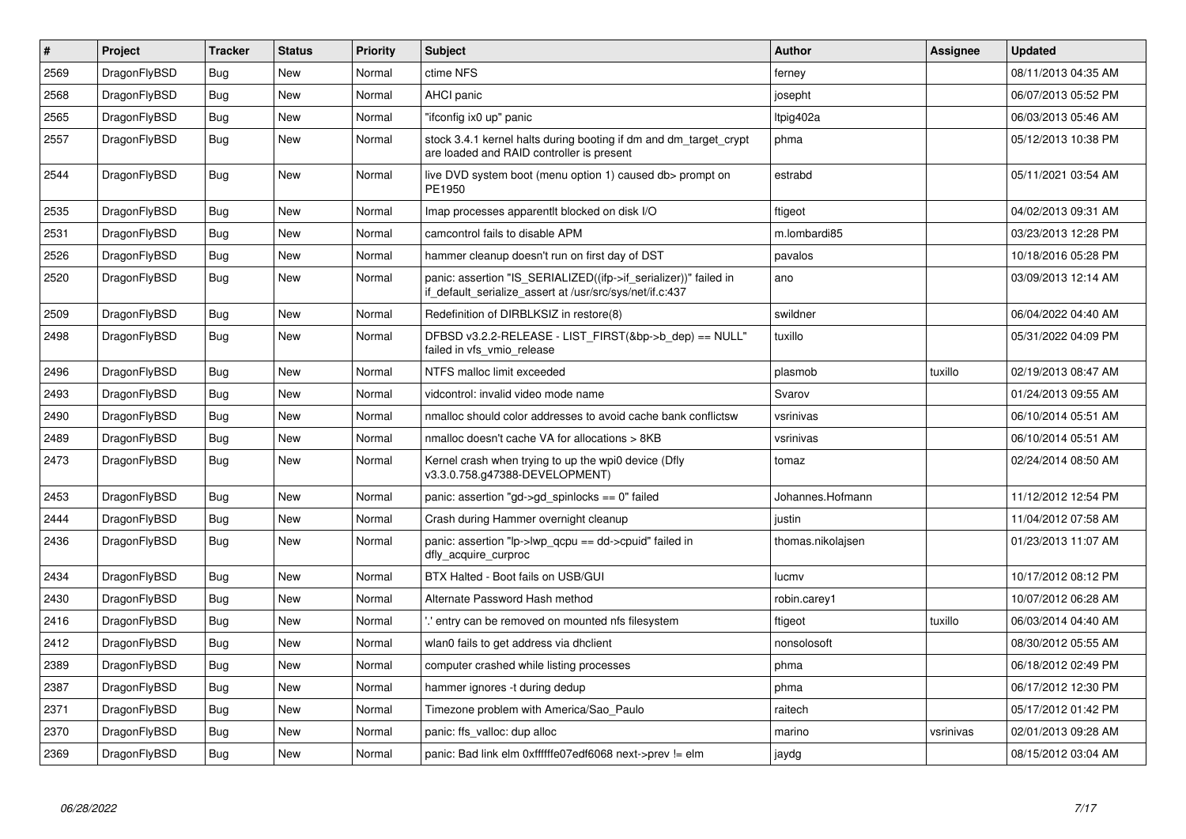| # | Project | Tracker | Status | Priority | Subject | Author | Assignee | Updated |
|---|---|---|---|---|---|---|---|---|
| 2569 | DragonFlyBSD | Bug | New | Normal | ctime NFS | ferney | | 08/11/2013 04:35 AM |
| 2568 | DragonFlyBSD | Bug | New | Normal | AHCI panic | josepht | | 06/07/2013 05:52 PM |
| 2565 | DragonFlyBSD | Bug | New | Normal | "ifconfig ix0 up" panic | ltpig402a | | 06/03/2013 05:46 AM |
| 2557 | DragonFlyBSD | Bug | New | Normal | stock 3.4.1 kernel halts during booting if dm and dm_target_crypt are loaded and RAID controller is present | phma | | 05/12/2013 10:38 PM |
| 2544 | DragonFlyBSD | Bug | New | Normal | live DVD system boot (menu option 1) caused db> prompt on PE1950 | estrabd | | 05/11/2021 03:54 AM |
| 2535 | DragonFlyBSD | Bug | New | Normal | Imap processes apparentlt blocked on disk I/O | ftigeot | | 04/02/2013 09:31 AM |
| 2531 | DragonFlyBSD | Bug | New | Normal | camcontrol fails to disable APM | m.lombardi85 | | 03/23/2013 12:28 PM |
| 2526 | DragonFlyBSD | Bug | New | Normal | hammer cleanup doesn't run on first day of DST | pavalos | | 10/18/2016 05:28 PM |
| 2520 | DragonFlyBSD | Bug | New | Normal | panic: assertion "IS_SERIALIZED((ifp->if_serializer))" failed in if_default_serialize_assert at /usr/src/sys/net/if.c:437 | ano | | 03/09/2013 12:14 AM |
| 2509 | DragonFlyBSD | Bug | New | Normal | Redefinition of DIRBLKSIZ in restore(8) | swildner | | 06/04/2022 04:40 AM |
| 2498 | DragonFlyBSD | Bug | New | Normal | DFBSD v3.2.2-RELEASE - LIST_FIRST(&bp->b_dep) == NULL" failed in vfs_vmio_release | tuxillo | | 05/31/2022 04:09 PM |
| 2496 | DragonFlyBSD | Bug | New | Normal | NTFS malloc limit exceeded | plasmob | tuxillo | 02/19/2013 08:47 AM |
| 2493 | DragonFlyBSD | Bug | New | Normal | vidcontrol: invalid video mode name | Svarov | | 01/24/2013 09:55 AM |
| 2490 | DragonFlyBSD | Bug | New | Normal | nmalloc should color addresses to avoid cache bank conflictsw | vsrinivas | | 06/10/2014 05:51 AM |
| 2489 | DragonFlyBSD | Bug | New | Normal | nmalloc doesn't cache VA for allocations > 8KB | vsrinivas | | 06/10/2014 05:51 AM |
| 2473 | DragonFlyBSD | Bug | New | Normal | Kernel crash when trying to up the wpi0 device (Dfly v3.3.0.758.g47388-DEVELOPMENT) | tomaz | | 02/24/2014 08:50 AM |
| 2453 | DragonFlyBSD | Bug | New | Normal | panic: assertion "gd->gd_spinlocks == 0" failed | Johannes.Hofmann | | 11/12/2012 12:54 PM |
| 2444 | DragonFlyBSD | Bug | New | Normal | Crash during Hammer overnight cleanup | justin | | 11/04/2012 07:58 AM |
| 2436 | DragonFlyBSD | Bug | New | Normal | panic: assertion "lp->lwp_qcpu == dd->cpuid" failed in dfly_acquire_curproc | thomas.nikolajsen | | 01/23/2013 11:07 AM |
| 2434 | DragonFlyBSD | Bug | New | Normal | BTX Halted - Boot fails on USB/GUI | lucmv | | 10/17/2012 08:12 PM |
| 2430 | DragonFlyBSD | Bug | New | Normal | Alternate Password Hash method | robin.carey1 | | 10/07/2012 06:28 AM |
| 2416 | DragonFlyBSD | Bug | New | Normal | '.' entry can be removed on mounted nfs filesystem | ftigeot | tuxillo | 06/03/2014 04:40 AM |
| 2412 | DragonFlyBSD | Bug | New | Normal | wlan0 fails to get address via dhclient | nonsolosoft | | 08/30/2012 05:55 AM |
| 2389 | DragonFlyBSD | Bug | New | Normal | computer crashed while listing processes | phma | | 06/18/2012 02:49 PM |
| 2387 | DragonFlyBSD | Bug | New | Normal | hammer ignores -t during dedup | phma | | 06/17/2012 12:30 PM |
| 2371 | DragonFlyBSD | Bug | New | Normal | Timezone problem with America/Sao_Paulo | raitech | | 05/17/2012 01:42 PM |
| 2370 | DragonFlyBSD | Bug | New | Normal | panic: ffs_valloc: dup alloc | marino | vsrinivas | 02/01/2013 09:28 AM |
| 2369 | DragonFlyBSD | Bug | New | Normal | panic: Bad link elm 0xffffffe07edf6068 next->prev != elm | jaydg | | 08/15/2012 03:04 AM |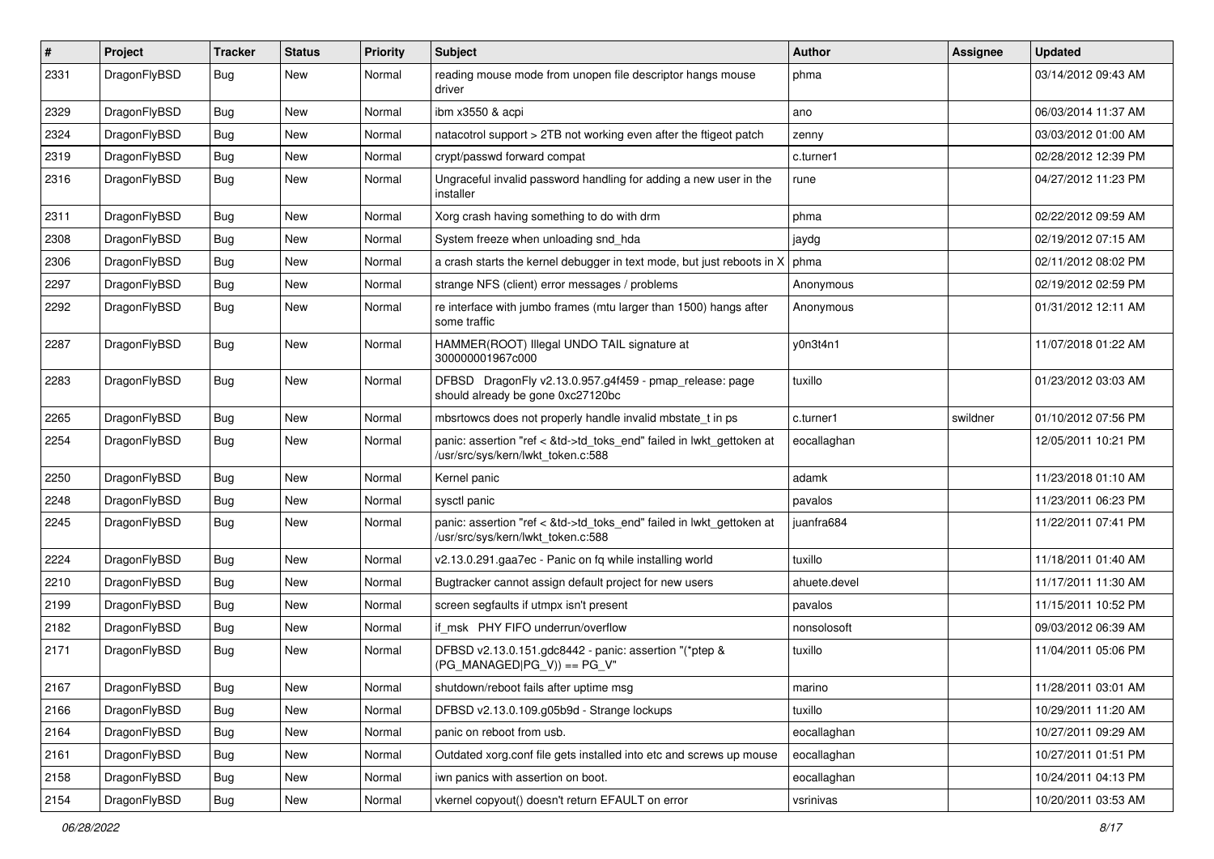| # | Project | Tracker | Status | Priority | Subject | Author | Assignee | Updated |
|---|---|---|---|---|---|---|---|---|
| 2331 | DragonFlyBSD | Bug | New | Normal | reading mouse mode from unopen file descriptor hangs mouse driver | phma | | 03/14/2012 09:43 AM |
| 2329 | DragonFlyBSD | Bug | New | Normal | ibm x3550 & acpi | ano | | 06/03/2014 11:37 AM |
| 2324 | DragonFlyBSD | Bug | New | Normal | natacotrol support > 2TB not working even after the ftigeot patch | zenny | | 03/03/2012 01:00 AM |
| 2319 | DragonFlyBSD | Bug | New | Normal | crypt/passwd forward compat | c.turner1 | | 02/28/2012 12:39 PM |
| 2316 | DragonFlyBSD | Bug | New | Normal | Ungraceful invalid password handling for adding a new user in the installer | rune | | 04/27/2012 11:23 PM |
| 2311 | DragonFlyBSD | Bug | New | Normal | Xorg crash having something to do with drm | phma | | 02/22/2012 09:59 AM |
| 2308 | DragonFlyBSD | Bug | New | Normal | System freeze when unloading snd_hda | jaydg | | 02/19/2012 07:15 AM |
| 2306 | DragonFlyBSD | Bug | New | Normal | a crash starts the kernel debugger in text mode, but just reboots in X | phma | | 02/11/2012 08:02 PM |
| 2297 | DragonFlyBSD | Bug | New | Normal | strange NFS (client) error messages / problems | Anonymous | | 02/19/2012 02:59 PM |
| 2292 | DragonFlyBSD | Bug | New | Normal | re interface with jumbo frames (mtu larger than 1500) hangs after some traffic | Anonymous | | 01/31/2012 12:11 AM |
| 2287 | DragonFlyBSD | Bug | New | Normal | HAMMER(ROOT) Illegal UNDO TAIL signature at 300000001967c000 | y0n3t4n1 | | 11/07/2018 01:22 AM |
| 2283 | DragonFlyBSD | Bug | New | Normal | DFBSD DragonFly v2.13.0.957.g4f459 - pmap_release: page should already be gone 0xc27120bc | tuxillo | | 01/23/2012 03:03 AM |
| 2265 | DragonFlyBSD | Bug | New | Normal | mbsrtowcs does not properly handle invalid mbstate_t in ps | c.turner1 | swildner | 01/10/2012 07:56 PM |
| 2254 | DragonFlyBSD | Bug | New | Normal | panic: assertion "ref < &td->td_toks_end" failed in lwkt_gettoken at /usr/src/sys/kern/lwkt_token.c:588 | eocallaghan | | 12/05/2011 10:21 PM |
| 2250 | DragonFlyBSD | Bug | New | Normal | Kernel panic | adamk | | 11/23/2018 01:10 AM |
| 2248 | DragonFlyBSD | Bug | New | Normal | sysctl panic | pavalos | | 11/23/2011 06:23 PM |
| 2245 | DragonFlyBSD | Bug | New | Normal | panic: assertion "ref < &td->td_toks_end" failed in lwkt_gettoken at /usr/src/sys/kern/lwkt_token.c:588 | juanfra684 | | 11/22/2011 07:41 PM |
| 2224 | DragonFlyBSD | Bug | New | Normal | v2.13.0.291.gaa7ec - Panic on fq while installing world | tuxillo | | 11/18/2011 01:40 AM |
| 2210 | DragonFlyBSD | Bug | New | Normal | Bugtracker cannot assign default project for new users | ahuete.devel | | 11/17/2011 11:30 AM |
| 2199 | DragonFlyBSD | Bug | New | Normal | screen segfaults if utmpx isn't present | pavalos | | 11/15/2011 10:52 PM |
| 2182 | DragonFlyBSD | Bug | New | Normal | if_msk PHY FIFO underrun/overflow | nonsolosoft | | 09/03/2012 06:39 AM |
| 2171 | DragonFlyBSD | Bug | New | Normal | DFBSD v2.13.0.151.gdc8442 - panic: assertion "(*ptep & (PG_MANAGED\|PG_V)) == PG_V" | tuxillo | | 11/04/2011 05:06 PM |
| 2167 | DragonFlyBSD | Bug | New | Normal | shutdown/reboot fails after uptime msg | marino | | 11/28/2011 03:01 AM |
| 2166 | DragonFlyBSD | Bug | New | Normal | DFBSD v2.13.0.109.g05b9d - Strange lockups | tuxillo | | 10/29/2011 11:20 AM |
| 2164 | DragonFlyBSD | Bug | New | Normal | panic on reboot from usb. | eocallaghan | | 10/27/2011 09:29 AM |
| 2161 | DragonFlyBSD | Bug | New | Normal | Outdated xorg.conf file gets installed into etc and screws up mouse | eocallaghan | | 10/27/2011 01:51 PM |
| 2158 | DragonFlyBSD | Bug | New | Normal | iwn panics with assertion on boot. | eocallaghan | | 10/24/2011 04:13 PM |
| 2154 | DragonFlyBSD | Bug | New | Normal | vkernel copyout() doesn't return EFAULT on error | vsrinivas | | 10/20/2011 03:53 AM |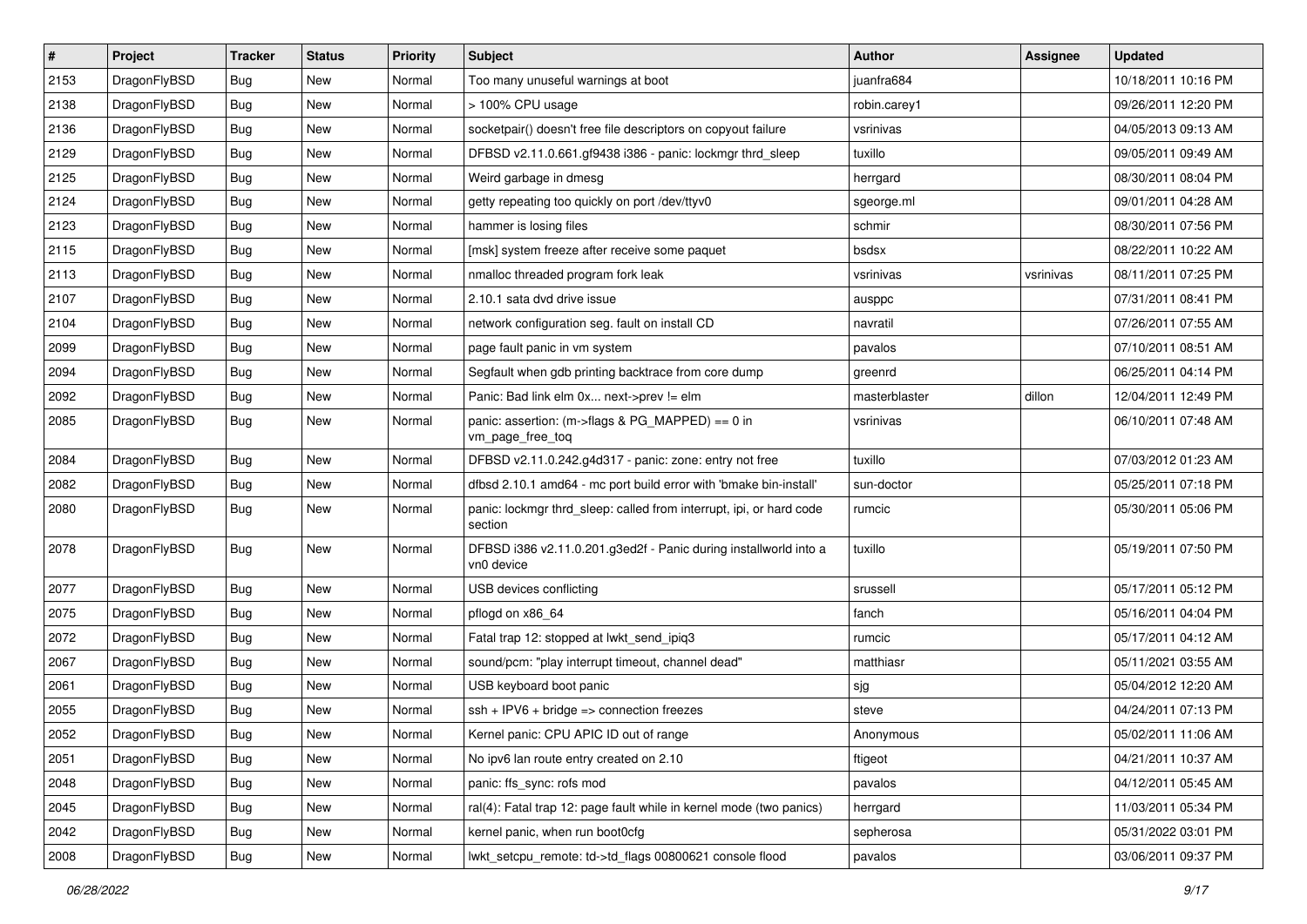| # | Project | Tracker | Status | Priority | Subject | Author | Assignee | Updated |
|---|---|---|---|---|---|---|---|---|
| 2153 | DragonFlyBSD | Bug | New | Normal | Too many unuseful warnings at boot | juanfra684 | | 10/18/2011 10:16 PM |
| 2138 | DragonFlyBSD | Bug | New | Normal | > 100% CPU usage | robin.carey1 | | 09/26/2011 12:20 PM |
| 2136 | DragonFlyBSD | Bug | New | Normal | socketpair() doesn't free file descriptors on copyout failure | vsrinivas | | 04/05/2013 09:13 AM |
| 2129 | DragonFlyBSD | Bug | New | Normal | DFBSD v2.11.0.661.gf9438 i386 - panic: lockmgr thrd_sleep | tuxillo | | 09/05/2011 09:49 AM |
| 2125 | DragonFlyBSD | Bug | New | Normal | Weird garbage in dmesg | herrgard | | 08/30/2011 08:04 PM |
| 2124 | DragonFlyBSD | Bug | New | Normal | getty repeating too quickly on port /dev/ttyv0 | sgeorge.ml | | 09/01/2011 04:28 AM |
| 2123 | DragonFlyBSD | Bug | New | Normal | hammer is losing files | schmir | | 08/30/2011 07:56 PM |
| 2115 | DragonFlyBSD | Bug | New | Normal | [msk] system freeze after receive some paquet | bsdsx | | 08/22/2011 10:22 AM |
| 2113 | DragonFlyBSD | Bug | New | Normal | nmalloc threaded program fork leak | vsrinivas | vsrinivas | 08/11/2011 07:25 PM |
| 2107 | DragonFlyBSD | Bug | New | Normal | 2.10.1 sata dvd drive issue | ausppc | | 07/31/2011 08:41 PM |
| 2104 | DragonFlyBSD | Bug | New | Normal | network configuration seg. fault on install CD | navratil | | 07/26/2011 07:55 AM |
| 2099 | DragonFlyBSD | Bug | New | Normal | page fault panic in vm system | pavalos | | 07/10/2011 08:51 AM |
| 2094 | DragonFlyBSD | Bug | New | Normal | Segfault when gdb printing backtrace from core dump | greenrd | | 06/25/2011 04:14 PM |
| 2092 | DragonFlyBSD | Bug | New | Normal | Panic: Bad link elm 0x... next->prev != elm | masterblaster | dillon | 12/04/2011 12:49 PM |
| 2085 | DragonFlyBSD | Bug | New | Normal | panic: assertion: (m->flags & PG_MAPPED) == 0 in vm_page_free_toq | vsrinivas | | 06/10/2011 07:48 AM |
| 2084 | DragonFlyBSD | Bug | New | Normal | DFBSD v2.11.0.242.g4d317 - panic: zone: entry not free | tuxillo | | 07/03/2012 01:23 AM |
| 2082 | DragonFlyBSD | Bug | New | Normal | dfbsd 2.10.1 amd64 - mc port build error with 'bmake bin-install' | sun-doctor | | 05/25/2011 07:18 PM |
| 2080 | DragonFlyBSD | Bug | New | Normal | panic: lockmgr thrd_sleep: called from interrupt, ipi, or hard code section | rumcic | | 05/30/2011 05:06 PM |
| 2078 | DragonFlyBSD | Bug | New | Normal | DFBSD i386 v2.11.0.201.g3ed2f - Panic during installworld into a vn0 device | tuxillo | | 05/19/2011 07:50 PM |
| 2077 | DragonFlyBSD | Bug | New | Normal | USB devices conflicting | srussell | | 05/17/2011 05:12 PM |
| 2075 | DragonFlyBSD | Bug | New | Normal | pflogd on x86_64 | fanch | | 05/16/2011 04:04 PM |
| 2072 | DragonFlyBSD | Bug | New | Normal | Fatal trap 12: stopped at lwkt_send_ipiq3 | rumcic | | 05/17/2011 04:12 AM |
| 2067 | DragonFlyBSD | Bug | New | Normal | sound/pcm: "play interrupt timeout, channel dead" | matthiasr | | 05/11/2021 03:55 AM |
| 2061 | DragonFlyBSD | Bug | New | Normal | USB keyboard boot panic | sjg | | 05/04/2012 12:20 AM |
| 2055 | DragonFlyBSD | Bug | New | Normal | ssh + IPV6 + bridge => connection freezes | steve | | 04/24/2011 07:13 PM |
| 2052 | DragonFlyBSD | Bug | New | Normal | Kernel panic: CPU APIC ID out of range | Anonymous | | 05/02/2011 11:06 AM |
| 2051 | DragonFlyBSD | Bug | New | Normal | No ipv6 lan route entry created on 2.10 | ftigeot | | 04/21/2011 10:37 AM |
| 2048 | DragonFlyBSD | Bug | New | Normal | panic: ffs_sync: rofs mod | pavalos | | 04/12/2011 05:45 AM |
| 2045 | DragonFlyBSD | Bug | New | Normal | ral(4): Fatal trap 12: page fault while in kernel mode (two panics) | herrgard | | 11/03/2011 05:34 PM |
| 2042 | DragonFlyBSD | Bug | New | Normal | kernel panic, when run boot0cfg | sepherosa | | 05/31/2022 03:01 PM |
| 2008 | DragonFlyBSD | Bug | New | Normal | lwkt_setcpu_remote: td->td_flags 00800621 console flood | pavalos | | 03/06/2011 09:37 PM |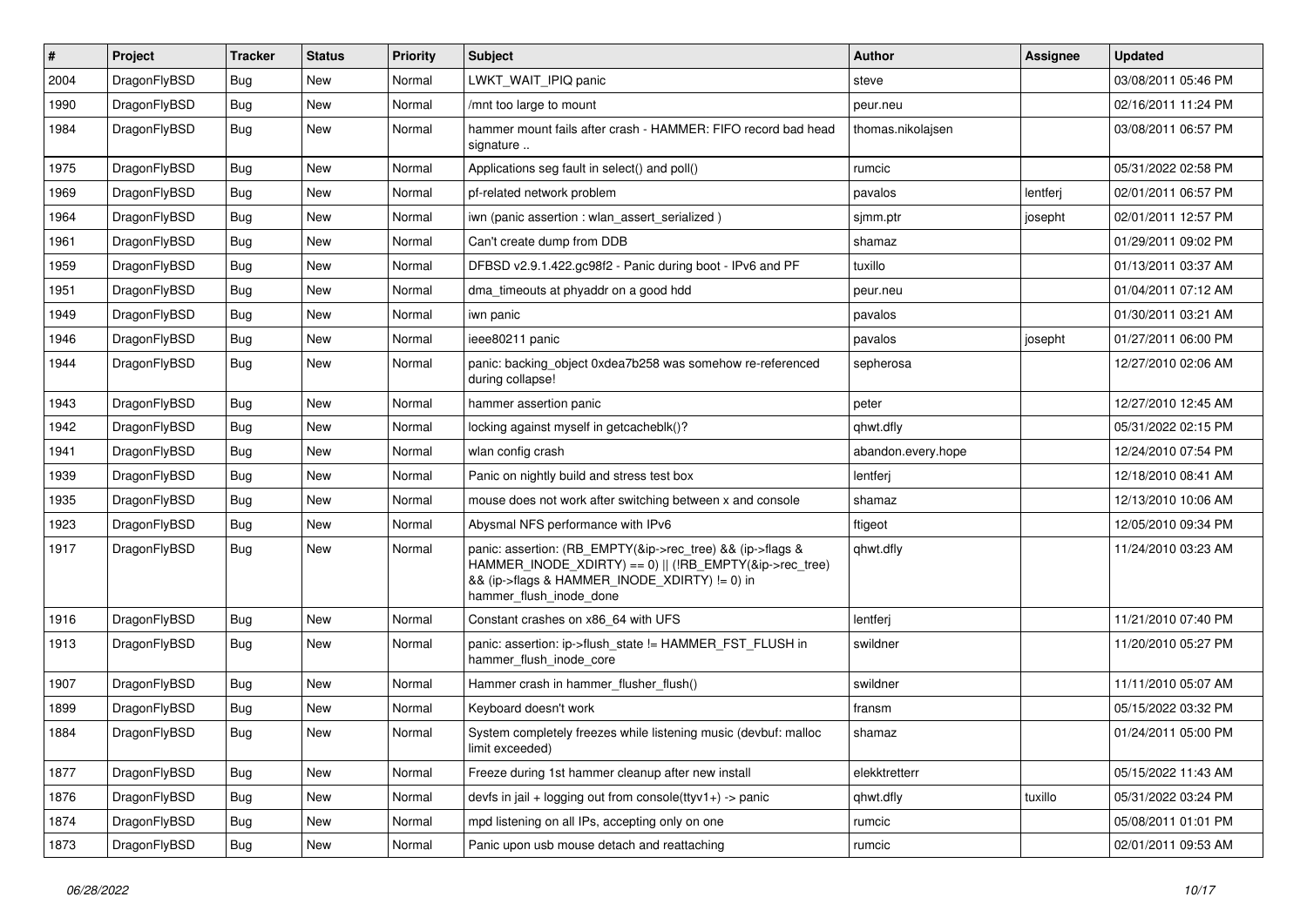| # | Project | Tracker | Status | Priority | Subject | Author | Assignee | Updated |
|---|---|---|---|---|---|---|---|---|
| 2004 | DragonFlyBSD | Bug | New | Normal | LWKT_WAIT_IPIQ panic | steve | | 03/08/2011 05:46 PM |
| 1990 | DragonFlyBSD | Bug | New | Normal | /mnt too large to mount | peur.neu | | 02/16/2011 11:24 PM |
| 1984 | DragonFlyBSD | Bug | New | Normal | hammer mount fails after crash - HAMMER: FIFO record bad head signature .. | thomas.nikolajsen | | 03/08/2011 06:57 PM |
| 1975 | DragonFlyBSD | Bug | New | Normal | Applications seg fault in select() and poll() | rumcic | | 05/31/2022 02:58 PM |
| 1969 | DragonFlyBSD | Bug | New | Normal | pf-related network problem | pavalos | lentferj | 02/01/2011 06:57 PM |
| 1964 | DragonFlyBSD | Bug | New | Normal | iwn (panic assertion : wlan_assert_serialized ) | sjmm.ptr | josepht | 02/01/2011 12:57 PM |
| 1961 | DragonFlyBSD | Bug | New | Normal | Can't create dump from DDB | shamaz | | 01/29/2011 09:02 PM |
| 1959 | DragonFlyBSD | Bug | New | Normal | DFBSD v2.9.1.422.gc98f2 - Panic during boot - IPv6 and PF | tuxillo | | 01/13/2011 03:37 AM |
| 1951 | DragonFlyBSD | Bug | New | Normal | dma_timeouts at phyaddr on a good hdd | peur.neu | | 01/04/2011 07:12 AM |
| 1949 | DragonFlyBSD | Bug | New | Normal | iwn panic | pavalos | | 01/30/2011 03:21 AM |
| 1946 | DragonFlyBSD | Bug | New | Normal | ieee80211 panic | pavalos | josepht | 01/27/2011 06:00 PM |
| 1944 | DragonFlyBSD | Bug | New | Normal | panic: backing_object 0xdea7b258 was somehow re-referenced during collapse! | sepherosa | | 12/27/2010 02:06 AM |
| 1943 | DragonFlyBSD | Bug | New | Normal | hammer assertion panic | peter | | 12/27/2010 12:45 AM |
| 1942 | DragonFlyBSD | Bug | New | Normal | locking against myself in getcacheblk()? | qhwt.dfly | | 05/31/2022 02:15 PM |
| 1941 | DragonFlyBSD | Bug | New | Normal | wlan config crash | abandon.every.hope | | 12/24/2010 07:54 PM |
| 1939 | DragonFlyBSD | Bug | New | Normal | Panic on nightly build and stress test box | lentferj | | 12/18/2010 08:41 AM |
| 1935 | DragonFlyBSD | Bug | New | Normal | mouse does not work after switching between x and console | shamaz | | 12/13/2010 10:06 AM |
| 1923 | DragonFlyBSD | Bug | New | Normal | Abysmal NFS performance with IPv6 | ftigeot | | 12/05/2010 09:34 PM |
| 1917 | DragonFlyBSD | Bug | New | Normal | panic: assertion: (RB_EMPTY(&ip->rec_tree) && (ip->flags & HAMMER_INODE_XDIRTY) == 0) \|\| (!RB_EMPTY(&ip->rec_tree) && (ip->flags & HAMMER_INODE_XDIRTY) != 0) in hammer_flush_inode_done | qhwt.dfly | | 11/24/2010 03:23 AM |
| 1916 | DragonFlyBSD | Bug | New | Normal | Constant crashes on x86_64 with UFS | lentferj | | 11/21/2010 07:40 PM |
| 1913 | DragonFlyBSD | Bug | New | Normal | panic: assertion: ip->flush_state != HAMMER_FST_FLUSH in hammer_flush_inode_core | swildner | | 11/20/2010 05:27 PM |
| 1907 | DragonFlyBSD | Bug | New | Normal | Hammer crash in hammer_flusher_flush() | swildner | | 11/11/2010 05:07 AM |
| 1899 | DragonFlyBSD | Bug | New | Normal | Keyboard doesn't work | fransm | | 05/15/2022 03:32 PM |
| 1884 | DragonFlyBSD | Bug | New | Normal | System completely freezes while listening music (devbuf: malloc limit exceeded) | shamaz | | 01/24/2011 05:00 PM |
| 1877 | DragonFlyBSD | Bug | New | Normal | Freeze during 1st hammer cleanup after new install | elekktretterr | | 05/15/2022 11:43 AM |
| 1876 | DragonFlyBSD | Bug | New | Normal | devfs in jail + logging out from console(ttyv1+) -> panic | qhwt.dfly | tuxillo | 05/31/2022 03:24 PM |
| 1874 | DragonFlyBSD | Bug | New | Normal | mpd listening on all IPs, accepting only on one | rumcic | | 05/08/2011 01:01 PM |
| 1873 | DragonFlyBSD | Bug | New | Normal | Panic upon usb mouse detach and reattaching | rumcic | | 02/01/2011 09:53 AM |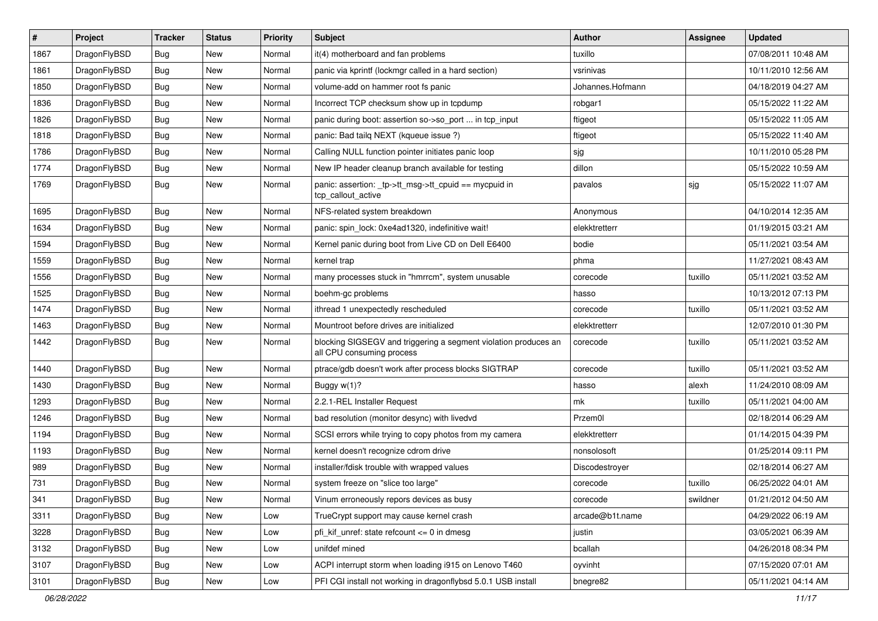| # | Project | Tracker | Status | Priority | Subject | Author | Assignee | Updated |
|---|---|---|---|---|---|---|---|---|
| 1867 | DragonFlyBSD | Bug | New | Normal | it(4) motherboard and fan problems | tuxillo | | 07/08/2011 10:48 AM |
| 1861 | DragonFlyBSD | Bug | New | Normal | panic via kprintf (lockmgr called in a hard section) | vsrinivas | | 10/11/2010 12:56 AM |
| 1850 | DragonFlyBSD | Bug | New | Normal | volume-add on hammer root fs panic | Johannes.Hofmann | | 04/18/2019 04:27 AM |
| 1836 | DragonFlyBSD | Bug | New | Normal | Incorrect TCP checksum show up in tcpdump | robgar1 | | 05/15/2022 11:22 AM |
| 1826 | DragonFlyBSD | Bug | New | Normal | panic during boot: assertion so->so_port ... in tcp_input | ftigeot | | 05/15/2022 11:05 AM |
| 1818 | DragonFlyBSD | Bug | New | Normal | panic: Bad tailq NEXT (kqueue issue ?) | ftigeot | | 05/15/2022 11:40 AM |
| 1786 | DragonFlyBSD | Bug | New | Normal | Calling NULL function pointer initiates panic loop | sjg | | 10/11/2010 05:28 PM |
| 1774 | DragonFlyBSD | Bug | New | Normal | New IP header cleanup branch available for testing | dillon | | 05/15/2022 10:59 AM |
| 1769 | DragonFlyBSD | Bug | New | Normal | panic: assertion: _tp->tt_msg->tt_cpuid == mycpuid in tcp_callout_active | pavalos | sjg | 05/15/2022 11:07 AM |
| 1695 | DragonFlyBSD | Bug | New | Normal | NFS-related system breakdown | Anonymous | | 04/10/2014 12:35 AM |
| 1634 | DragonFlyBSD | Bug | New | Normal | panic: spin_lock: 0xe4ad1320, indefinitive wait! | elekktretterr | | 01/19/2015 03:21 AM |
| 1594 | DragonFlyBSD | Bug | New | Normal | Kernel panic during boot from Live CD on Dell E6400 | bodie | | 05/11/2021 03:54 AM |
| 1559 | DragonFlyBSD | Bug | New | Normal | kernel trap | phma | | 11/27/2021 08:43 AM |
| 1556 | DragonFlyBSD | Bug | New | Normal | many processes stuck in "hmrrcm", system unusable | corecode | tuxillo | 05/11/2021 03:52 AM |
| 1525 | DragonFlyBSD | Bug | New | Normal | boehm-gc problems | hasso | | 10/13/2012 07:13 PM |
| 1474 | DragonFlyBSD | Bug | New | Normal | ithread 1 unexpectedly rescheduled | corecode | tuxillo | 05/11/2021 03:52 AM |
| 1463 | DragonFlyBSD | Bug | New | Normal | Mountroot before drives are initialized | elekktretterr | | 12/07/2010 01:30 PM |
| 1442 | DragonFlyBSD | Bug | New | Normal | blocking SIGSEGV and triggering a segment violation produces an all CPU consuming process | corecode | tuxillo | 05/11/2021 03:52 AM |
| 1440 | DragonFlyBSD | Bug | New | Normal | ptrace/gdb doesn't work after process blocks SIGTRAP | corecode | tuxillo | 05/11/2021 03:52 AM |
| 1430 | DragonFlyBSD | Bug | New | Normal | Buggy w(1)? | hasso | alexh | 11/24/2010 08:09 AM |
| 1293 | DragonFlyBSD | Bug | New | Normal | 2.2.1-REL Installer Request | mk | tuxillo | 05/11/2021 04:00 AM |
| 1246 | DragonFlyBSD | Bug | New | Normal | bad resolution (monitor desync) with livedvd | Przem0l | | 02/18/2014 06:29 AM |
| 1194 | DragonFlyBSD | Bug | New | Normal | SCSI errors while trying to copy photos from my camera | elekktretterr | | 01/14/2015 04:39 PM |
| 1193 | DragonFlyBSD | Bug | New | Normal | kernel doesn't recognize cdrom drive | nonsolosoft | | 01/25/2014 09:11 PM |
| 989 | DragonFlyBSD | Bug | New | Normal | installer/fdisk trouble with wrapped values | Discodestroyer | | 02/18/2014 06:27 AM |
| 731 | DragonFlyBSD | Bug | New | Normal | system freeze on "slice too large" | corecode | tuxillo | 06/25/2022 04:01 AM |
| 341 | DragonFlyBSD | Bug | New | Normal | Vinum erroneously repors devices as busy | corecode | swildner | 01/21/2012 04:50 AM |
| 3311 | DragonFlyBSD | Bug | New | Low | TrueCrypt support may cause kernel crash | arcade@b1t.name | | 04/29/2022 06:19 AM |
| 3228 | DragonFlyBSD | Bug | New | Low | pfi_kif_unref: state refcount <= 0 in dmesg | justin | | 03/05/2021 06:39 AM |
| 3132 | DragonFlyBSD | Bug | New | Low | unifdef mined | bcallah | | 04/26/2018 08:34 PM |
| 3107 | DragonFlyBSD | Bug | New | Low | ACPI interrupt storm when loading i915 on Lenovo T460 | oyvinht | | 07/15/2020 07:01 AM |
| 3101 | DragonFlyBSD | Bug | New | Low | PFI CGI install not working in dragonflybsd 5.0.1 USB install | bnegre82 | | 05/11/2021 04:14 AM |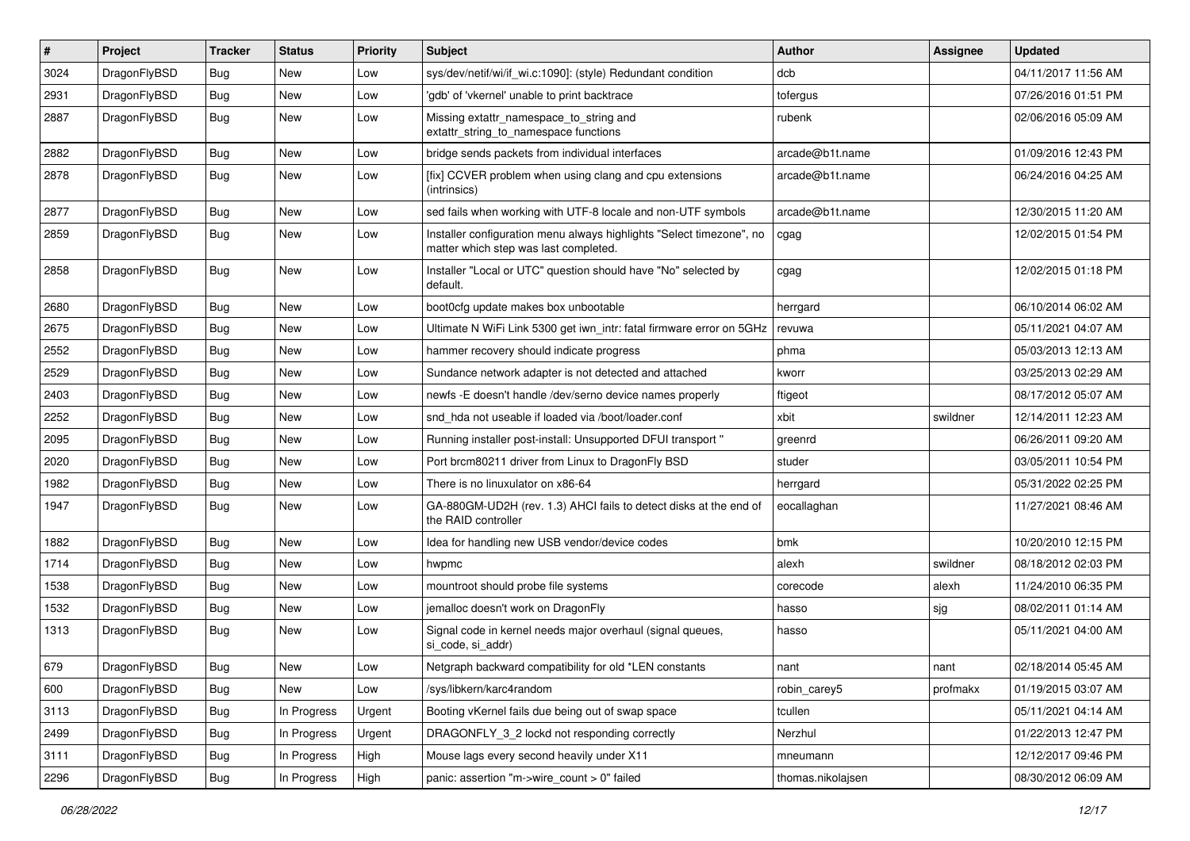| # | Project | Tracker | Status | Priority | Subject | Author | Assignee | Updated |
|---|---|---|---|---|---|---|---|---|
| 3024 | DragonFlyBSD | Bug | New | Low | sys/dev/netif/wi/if_wi.c:1090]: (style) Redundant condition | dcb | | 04/11/2017 11:56 AM |
| 2931 | DragonFlyBSD | Bug | New | Low | 'gdb' of 'vkernel' unable to print backtrace | tofergus | | 07/26/2016 01:51 PM |
| 2887 | DragonFlyBSD | Bug | New | Low | Missing extattr_namespace_to_string and extattr_string_to_namespace functions | rubenk | | 02/06/2016 05:09 AM |
| 2882 | DragonFlyBSD | Bug | New | Low | bridge sends packets from individual interfaces | arcade@b1t.name | | 01/09/2016 12:43 PM |
| 2878 | DragonFlyBSD | Bug | New | Low | [fix] CCVER problem when using clang and cpu extensions (intrinsics) | arcade@b1t.name | | 06/24/2016 04:25 AM |
| 2877 | DragonFlyBSD | Bug | New | Low | sed fails when working with UTF-8 locale and non-UTF symbols | arcade@b1t.name | | 12/30/2015 11:20 AM |
| 2859 | DragonFlyBSD | Bug | New | Low | Installer configuration menu always highlights "Select timezone", no matter which step was last completed. | cgag | | 12/02/2015 01:54 PM |
| 2858 | DragonFlyBSD | Bug | New | Low | Installer "Local or UTC" question should have "No" selected by default. | cgag | | 12/02/2015 01:18 PM |
| 2680 | DragonFlyBSD | Bug | New | Low | boot0cfg update makes box unbootable | herrgard | | 06/10/2014 06:02 AM |
| 2675 | DragonFlyBSD | Bug | New | Low | Ultimate N WiFi Link 5300 get iwn_intr: fatal firmware error on 5GHz | revuwa | | 05/11/2021 04:07 AM |
| 2552 | DragonFlyBSD | Bug | New | Low | hammer recovery should indicate progress | phma | | 05/03/2013 12:13 AM |
| 2529 | DragonFlyBSD | Bug | New | Low | Sundance network adapter is not detected and attached | kworr | | 03/25/2013 02:29 AM |
| 2403 | DragonFlyBSD | Bug | New | Low | newfs -E doesn't handle /dev/serno device names properly | ftigeot | | 08/17/2012 05:07 AM |
| 2252 | DragonFlyBSD | Bug | New | Low | snd_hda not useable if loaded via /boot/loader.conf | xbit | swildner | 12/14/2011 12:23 AM |
| 2095 | DragonFlyBSD | Bug | New | Low | Running installer post-install: Unsupported DFUI transport " | greenrd | | 06/26/2011 09:20 AM |
| 2020 | DragonFlyBSD | Bug | New | Low | Port brcm80211 driver from Linux to DragonFly BSD | studer | | 03/05/2011 10:54 PM |
| 1982 | DragonFlyBSD | Bug | New | Low | There is no linuxulator on x86-64 | herrgard | | 05/31/2022 02:25 PM |
| 1947 | DragonFlyBSD | Bug | New | Low | GA-880GM-UD2H (rev. 1.3) AHCI fails to detect disks at the end of the RAID controller | eocallaghan | | 11/27/2021 08:46 AM |
| 1882 | DragonFlyBSD | Bug | New | Low | Idea for handling new USB vendor/device codes | bmk | | 10/20/2010 12:15 PM |
| 1714 | DragonFlyBSD | Bug | New | Low | hwpmc | alexh | swildner | 08/18/2012 02:03 PM |
| 1538 | DragonFlyBSD | Bug | New | Low | mountroot should probe file systems | corecode | alexh | 11/24/2010 06:35 PM |
| 1532 | DragonFlyBSD | Bug | New | Low | jemalloc doesn't work on DragonFly | hasso | sjg | 08/02/2011 01:14 AM |
| 1313 | DragonFlyBSD | Bug | New | Low | Signal code in kernel needs major overhaul (signal queues, si_code, si_addr) | hasso | | 05/11/2021 04:00 AM |
| 679 | DragonFlyBSD | Bug | New | Low | Netgraph backward compatibility for old *LEN constants | nant | nant | 02/18/2014 05:45 AM |
| 600 | DragonFlyBSD | Bug | New | Low | /sys/libkern/karc4random | robin_carey5 | profmakx | 01/19/2015 03:07 AM |
| 3113 | DragonFlyBSD | Bug | In Progress | Urgent | Booting vKernel fails due being out of swap space | tcullen | | 05/11/2021 04:14 AM |
| 2499 | DragonFlyBSD | Bug | In Progress | Urgent | DRAGONFLY_3_2 lockd not responding correctly | Nerzhul | | 01/22/2013 12:47 PM |
| 3111 | DragonFlyBSD | Bug | In Progress | High | Mouse lags every second heavily under X11 | mneumann | | 12/12/2017 09:46 PM |
| 2296 | DragonFlyBSD | Bug | In Progress | High | panic: assertion "m->wire_count > 0" failed | thomas.nikolajsen | | 08/30/2012 06:09 AM |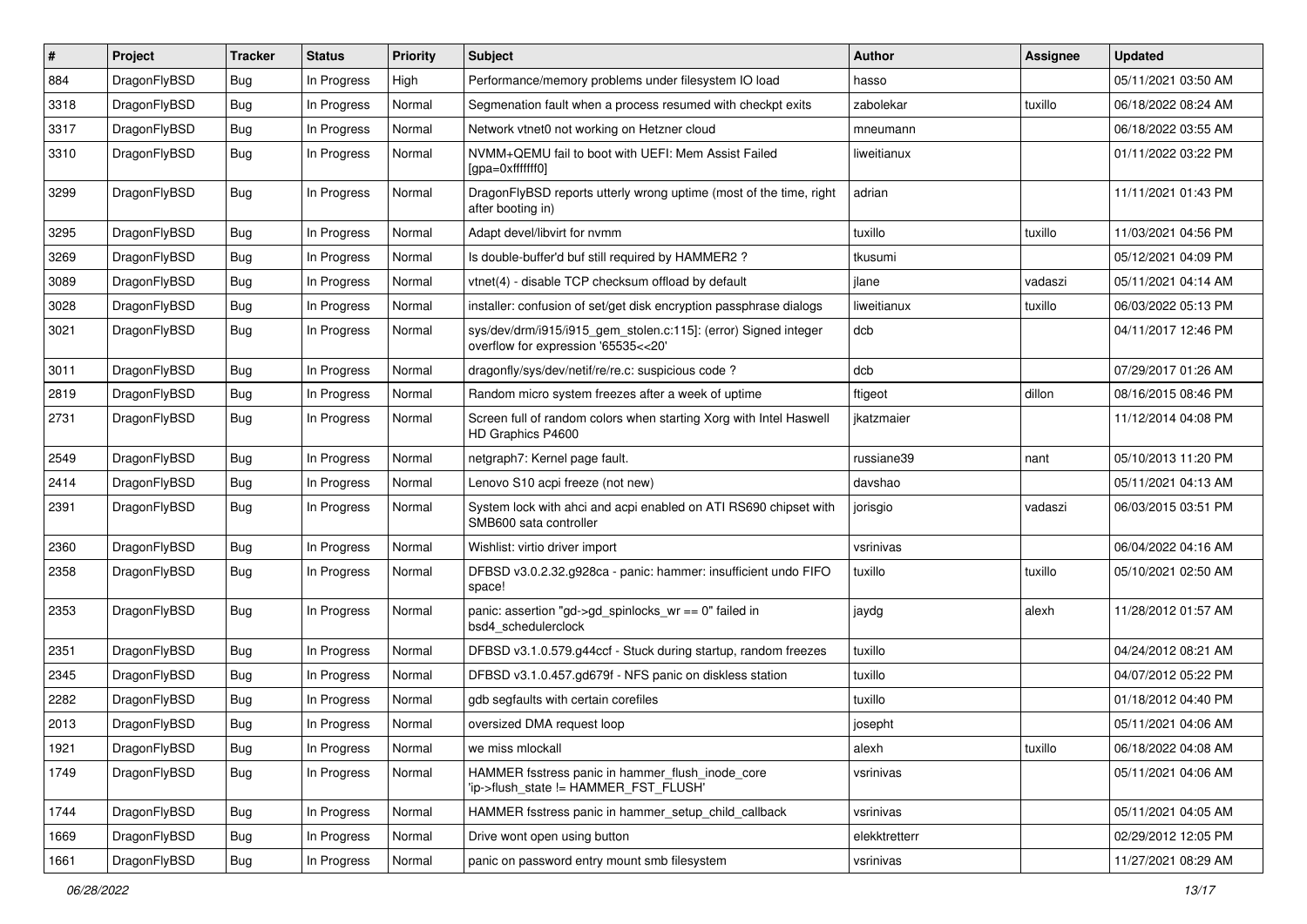| # | Project | Tracker | Status | Priority | Subject | Author | Assignee | Updated |
|---|---|---|---|---|---|---|---|---|
| 884 | DragonFlyBSD | Bug | In Progress | High | Performance/memory problems under filesystem IO load | hasso | | 05/11/2021 03:50 AM |
| 3318 | DragonFlyBSD | Bug | In Progress | Normal | Segmenation fault when a process resumed with checkpt exits | zabolekar | tuxillo | 06/18/2022 08:24 AM |
| 3317 | DragonFlyBSD | Bug | In Progress | Normal | Network vtnet0 not working on Hetzner cloud | mneumann | | 06/18/2022 03:55 AM |
| 3310 | DragonFlyBSD | Bug | In Progress | Normal | NVMM+QEMU fail to boot with UEFI: Mem Assist Failed [gpa=0xfffffff0] | liweitianux | | 01/11/2022 03:22 PM |
| 3299 | DragonFlyBSD | Bug | In Progress | Normal | DragonFlyBSD reports utterly wrong uptime (most of the time, right after booting in) | adrian | | 11/11/2021 01:43 PM |
| 3295 | DragonFlyBSD | Bug | In Progress | Normal | Adapt devel/libvirt for nvmm | tuxillo | tuxillo | 11/03/2021 04:56 PM |
| 3269 | DragonFlyBSD | Bug | In Progress | Normal | Is double-buffer'd buf still required by HAMMER2 ? | tkusumi | | 05/12/2021 04:09 PM |
| 3089 | DragonFlyBSD | Bug | In Progress | Normal | vtnet(4) - disable TCP checksum offload by default | jlane | vadaszi | 05/11/2021 04:14 AM |
| 3028 | DragonFlyBSD | Bug | In Progress | Normal | installer: confusion of set/get disk encryption passphrase dialogs | liweitianux | tuxillo | 06/03/2022 05:13 PM |
| 3021 | DragonFlyBSD | Bug | In Progress | Normal | sys/dev/drm/i915/i915_gem_stolen.c:115]: (error) Signed integer overflow for expression '65535<<20' | dcb | | 04/11/2017 12:46 PM |
| 3011 | DragonFlyBSD | Bug | In Progress | Normal | dragonfly/sys/dev/netif/re/re.c: suspicious code ? | dcb | | 07/29/2017 01:26 AM |
| 2819 | DragonFlyBSD | Bug | In Progress | Normal | Random micro system freezes after a week of uptime | ftigeot | dillon | 08/16/2015 08:46 PM |
| 2731 | DragonFlyBSD | Bug | In Progress | Normal | Screen full of random colors when starting Xorg with Intel Haswell HD Graphics P4600 | jkatzmaier | | 11/12/2014 04:08 PM |
| 2549 | DragonFlyBSD | Bug | In Progress | Normal | netgraph7: Kernel page fault. | russiane39 | nant | 05/10/2013 11:20 PM |
| 2414 | DragonFlyBSD | Bug | In Progress | Normal | Lenovo S10 acpi freeze (not new) | davshao | | 05/11/2021 04:13 AM |
| 2391 | DragonFlyBSD | Bug | In Progress | Normal | System lock with ahci and acpi enabled on ATI RS690 chipset with SMB600 sata controller | jorisgio | vadaszi | 06/03/2015 03:51 PM |
| 2360 | DragonFlyBSD | Bug | In Progress | Normal | Wishlist: virtio driver import | vsrinivas | | 06/04/2022 04:16 AM |
| 2358 | DragonFlyBSD | Bug | In Progress | Normal | DFBSD v3.0.2.32.g928ca - panic: hammer: insufficient undo FIFO space! | tuxillo | tuxillo | 05/10/2021 02:50 AM |
| 2353 | DragonFlyBSD | Bug | In Progress | Normal | panic: assertion "gd->gd_spinlocks_wr == 0" failed in bsd4_schedulerclock | jaydg | alexh | 11/28/2012 01:57 AM |
| 2351 | DragonFlyBSD | Bug | In Progress | Normal | DFBSD v3.1.0.579.g44ccf - Stuck during startup, random freezes | tuxillo | | 04/24/2012 08:21 AM |
| 2345 | DragonFlyBSD | Bug | In Progress | Normal | DFBSD v3.1.0.457.gd679f - NFS panic on diskless station | tuxillo | | 04/07/2012 05:22 PM |
| 2282 | DragonFlyBSD | Bug | In Progress | Normal | gdb segfaults with certain corefiles | tuxillo | | 01/18/2012 04:40 PM |
| 2013 | DragonFlyBSD | Bug | In Progress | Normal | oversized DMA request loop | josepht | | 05/11/2021 04:06 AM |
| 1921 | DragonFlyBSD | Bug | In Progress | Normal | we miss mlockall | alexh | tuxillo | 06/18/2022 04:08 AM |
| 1749 | DragonFlyBSD | Bug | In Progress | Normal | HAMMER fsstress panic in hammer_flush_inode_core 'ip->flush_state != HAMMER_FST_FLUSH' | vsrinivas | | 05/11/2021 04:06 AM |
| 1744 | DragonFlyBSD | Bug | In Progress | Normal | HAMMER fsstress panic in hammer_setup_child_callback | vsrinivas | | 05/11/2021 04:05 AM |
| 1669 | DragonFlyBSD | Bug | In Progress | Normal | Drive wont open using button | elekktretterr | | 02/29/2012 12:05 PM |
| 1661 | DragonFlyBSD | Bug | In Progress | Normal | panic on password entry mount smb filesystem | vsrinivas | | 11/27/2021 08:29 AM |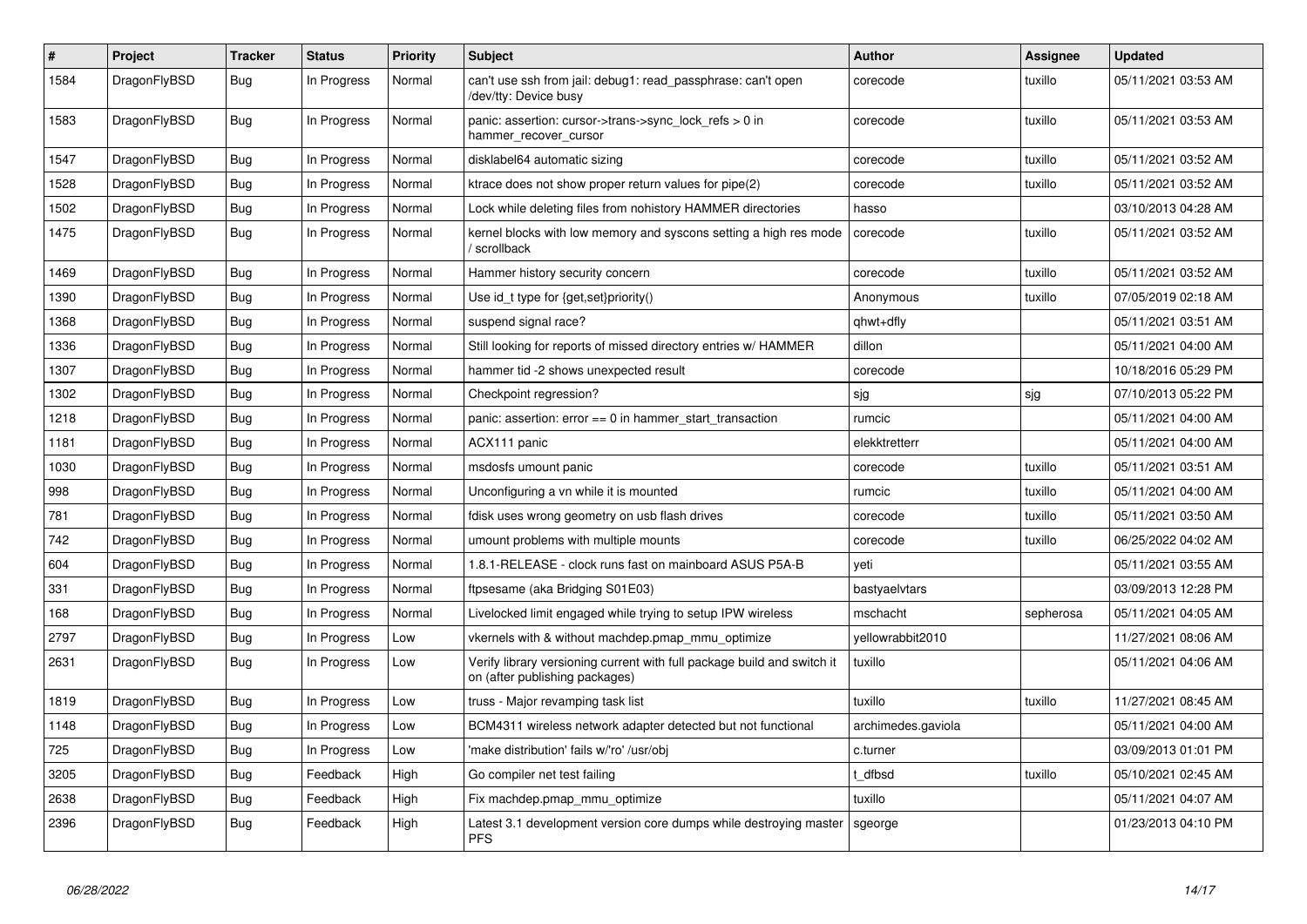| # | Project | Tracker | Status | Priority | Subject | Author | Assignee | Updated |
|---|---|---|---|---|---|---|---|---|
| 1584 | DragonFlyBSD | Bug | In Progress | Normal | can't use ssh from jail: debug1: read_passphrase: can't open /dev/tty: Device busy | corecode | tuxillo | 05/11/2021 03:53 AM |
| 1583 | DragonFlyBSD | Bug | In Progress | Normal | panic: assertion: cursor->trans->sync_lock_refs > 0 in hammer_recover_cursor | corecode | tuxillo | 05/11/2021 03:53 AM |
| 1547 | DragonFlyBSD | Bug | In Progress | Normal | disklabel64 automatic sizing | corecode | tuxillo | 05/11/2021 03:52 AM |
| 1528 | DragonFlyBSD | Bug | In Progress | Normal | ktrace does not show proper return values for pipe(2) | corecode | tuxillo | 05/11/2021 03:52 AM |
| 1502 | DragonFlyBSD | Bug | In Progress | Normal | Lock while deleting files from nohistory HAMMER directories | hasso | | 03/10/2013 04:28 AM |
| 1475 | DragonFlyBSD | Bug | In Progress | Normal | kernel blocks with low memory and syscons setting a high res mode / scrollback | corecode | tuxillo | 05/11/2021 03:52 AM |
| 1469 | DragonFlyBSD | Bug | In Progress | Normal | Hammer history security concern | corecode | tuxillo | 05/11/2021 03:52 AM |
| 1390 | DragonFlyBSD | Bug | In Progress | Normal | Use id_t type for {get,set}priority() | Anonymous | tuxillo | 07/05/2019 02:18 AM |
| 1368 | DragonFlyBSD | Bug | In Progress | Normal | suspend signal race? | qhwt+dfly | | 05/11/2021 03:51 AM |
| 1336 | DragonFlyBSD | Bug | In Progress | Normal | Still looking for reports of missed directory entries w/ HAMMER | dillon | | 05/11/2021 04:00 AM |
| 1307 | DragonFlyBSD | Bug | In Progress | Normal | hammer tid -2 shows unexpected result | corecode | | 10/18/2016 05:29 PM |
| 1302 | DragonFlyBSD | Bug | In Progress | Normal | Checkpoint regression? | sjg | sjg | 07/10/2013 05:22 PM |
| 1218 | DragonFlyBSD | Bug | In Progress | Normal | panic: assertion: error == 0 in hammer_start_transaction | rumcic | | 05/11/2021 04:00 AM |
| 1181 | DragonFlyBSD | Bug | In Progress | Normal | ACX111 panic | elekktretterr | | 05/11/2021 04:00 AM |
| 1030 | DragonFlyBSD | Bug | In Progress | Normal | msdosfs umount panic | corecode | tuxillo | 05/11/2021 03:51 AM |
| 998 | DragonFlyBSD | Bug | In Progress | Normal | Unconfiguring a vn while it is mounted | rumcic | tuxillo | 05/11/2021 04:00 AM |
| 781 | DragonFlyBSD | Bug | In Progress | Normal | fdisk uses wrong geometry on usb flash drives | corecode | tuxillo | 05/11/2021 03:50 AM |
| 742 | DragonFlyBSD | Bug | In Progress | Normal | umount problems with multiple mounts | corecode | tuxillo | 06/25/2022 04:02 AM |
| 604 | DragonFlyBSD | Bug | In Progress | Normal | 1.8.1-RELEASE - clock runs fast on mainboard ASUS P5A-B | yeti | | 05/11/2021 03:55 AM |
| 331 | DragonFlyBSD | Bug | In Progress | Normal | ftpsesame (aka Bridging S01E03) | bastyaelvtars | | 03/09/2013 12:28 PM |
| 168 | DragonFlyBSD | Bug | In Progress | Normal | Livelocked limit engaged while trying to setup IPW wireless | mschacht | sepherosa | 05/11/2021 04:05 AM |
| 2797 | DragonFlyBSD | Bug | In Progress | Low | vkernels with & without machdep.pmap_mmu_optimize | yellowrabbit2010 | | 11/27/2021 08:06 AM |
| 2631 | DragonFlyBSD | Bug | In Progress | Low | Verify library versioning current with full package build and switch it on (after publishing packages) | tuxillo | | 05/11/2021 04:06 AM |
| 1819 | DragonFlyBSD | Bug | In Progress | Low | truss - Major revamping task list | tuxillo | tuxillo | 11/27/2021 08:45 AM |
| 1148 | DragonFlyBSD | Bug | In Progress | Low | BCM4311 wireless network adapter detected but not functional | archimedes.gaviola | | 05/11/2021 04:00 AM |
| 725 | DragonFlyBSD | Bug | In Progress | Low | 'make distribution' fails w/'ro' /usr/obj | c.turner | | 03/09/2013 01:01 PM |
| 3205 | DragonFlyBSD | Bug | Feedback | High | Go compiler net test failing | t_dfbsd | tuxillo | 05/10/2021 02:45 AM |
| 2638 | DragonFlyBSD | Bug | Feedback | High | Fix machdep.pmap_mmu_optimize | tuxillo | | 05/11/2021 04:07 AM |
| 2396 | DragonFlyBSD | Bug | Feedback | High | Latest 3.1 development version core dumps while destroying master PFS | sgeorge | | 01/23/2013 04:10 PM |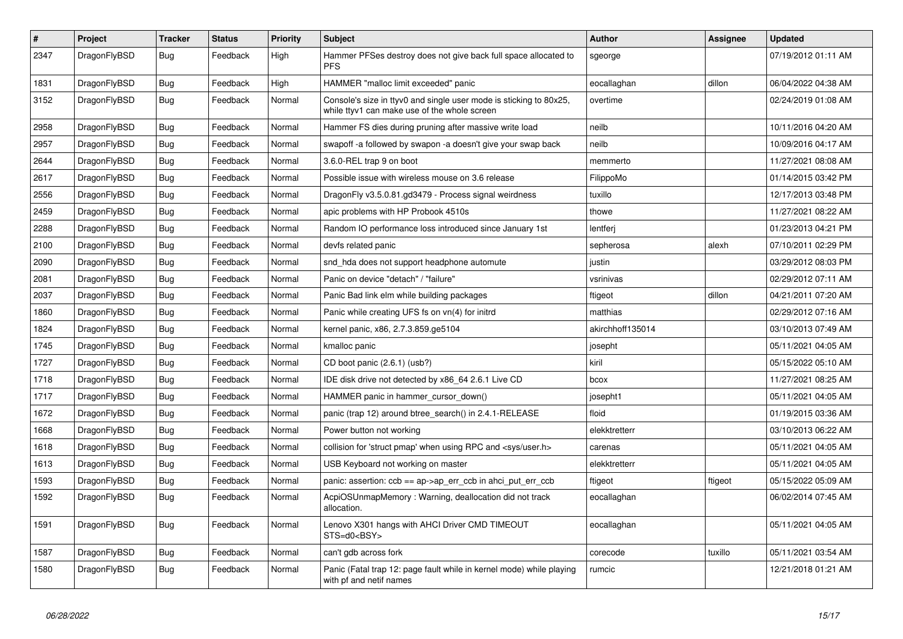| # | Project | Tracker | Status | Priority | Subject | Author | Assignee | Updated |
|---|---|---|---|---|---|---|---|---|
| 2347 | DragonFlyBSD | Bug | Feedback | High | Hammer PFSes destroy does not give back full space allocated to PFS | sgeorge | | 07/19/2012 01:11 AM |
| 1831 | DragonFlyBSD | Bug | Feedback | High | HAMMER "malloc limit exceeded" panic | eocallaghan | dillon | 06/04/2022 04:38 AM |
| 3152 | DragonFlyBSD | Bug | Feedback | Normal | Console's size in ttyv0 and single user mode is sticking to 80x25, while ttyv1 can make use of the whole screen | overtime | | 02/24/2019 01:08 AM |
| 2958 | DragonFlyBSD | Bug | Feedback | Normal | Hammer FS dies during pruning after massive write load | neilb | | 10/11/2016 04:20 AM |
| 2957 | DragonFlyBSD | Bug | Feedback | Normal | swapoff -a followed by swapon -a doesn't give your swap back | neilb | | 10/09/2016 04:17 AM |
| 2644 | DragonFlyBSD | Bug | Feedback | Normal | 3.6.0-REL trap 9 on boot | memmerto | | 11/27/2021 08:08 AM |
| 2617 | DragonFlyBSD | Bug | Feedback | Normal | Possible issue with wireless mouse on 3.6 release | FilippoMo | | 01/14/2015 03:42 PM |
| 2556 | DragonFlyBSD | Bug | Feedback | Normal | DragonFly v3.5.0.81.gd3479 - Process signal weirdness | tuxillo | | 12/17/2013 03:48 PM |
| 2459 | DragonFlyBSD | Bug | Feedback | Normal | apic problems with HP Probook 4510s | thowe | | 11/27/2021 08:22 AM |
| 2288 | DragonFlyBSD | Bug | Feedback | Normal | Random IO performance loss introduced since January 1st | lentferj | | 01/23/2013 04:21 PM |
| 2100 | DragonFlyBSD | Bug | Feedback | Normal | devfs related panic | sepherosa | alexh | 07/10/2011 02:29 PM |
| 2090 | DragonFlyBSD | Bug | Feedback | Normal | snd_hda does not support headphone automute | justin | | 03/29/2012 08:03 PM |
| 2081 | DragonFlyBSD | Bug | Feedback | Normal | Panic on device "detach" / "failure" | vsrinivas | | 02/29/2012 07:11 AM |
| 2037 | DragonFlyBSD | Bug | Feedback | Normal | Panic Bad link elm while building packages | ftigeot | dillon | 04/21/2011 07:20 AM |
| 1860 | DragonFlyBSD | Bug | Feedback | Normal | Panic while creating UFS fs on vn(4) for initrd | matthias | | 02/29/2012 07:16 AM |
| 1824 | DragonFlyBSD | Bug | Feedback | Normal | kernel panic, x86, 2.7.3.859.ge5104 | akirchhoff135014 | | 03/10/2013 07:49 AM |
| 1745 | DragonFlyBSD | Bug | Feedback | Normal | kmalloc panic | josepht | | 05/11/2021 04:05 AM |
| 1727 | DragonFlyBSD | Bug | Feedback | Normal | CD boot panic (2.6.1) (usb?) | kiril | | 05/15/2022 05:10 AM |
| 1718 | DragonFlyBSD | Bug | Feedback | Normal | IDE disk drive not detected by x86_64 2.6.1 Live CD | bcox | | 11/27/2021 08:25 AM |
| 1717 | DragonFlyBSD | Bug | Feedback | Normal | HAMMER panic in hammer_cursor_down() | josepht1 | | 05/11/2021 04:05 AM |
| 1672 | DragonFlyBSD | Bug | Feedback | Normal | panic (trap 12) around btree_search() in 2.4.1-RELEASE | floid | | 01/19/2015 03:36 AM |
| 1668 | DragonFlyBSD | Bug | Feedback | Normal | Power button not working | elekktretterr | | 03/10/2013 06:22 AM |
| 1618 | DragonFlyBSD | Bug | Feedback | Normal | collision for 'struct pmap' when using RPC and <sys/user.h> | carenas | | 05/11/2021 04:05 AM |
| 1613 | DragonFlyBSD | Bug | Feedback | Normal | USB Keyboard not working on master | elekktretterr | | 05/11/2021 04:05 AM |
| 1593 | DragonFlyBSD | Bug | Feedback | Normal | panic: assertion: ccb == ap->ap_err_ccb in ahci_put_err_ccb | ftigeot | ftigeot | 05/15/2022 05:09 AM |
| 1592 | DragonFlyBSD | Bug | Feedback | Normal | AcpiOSUnmapMemory : Warning, deallocation did not track allocation. | eocallaghan | | 06/02/2014 07:45 AM |
| 1591 | DragonFlyBSD | Bug | Feedback | Normal | Lenovo X301 hangs with AHCI Driver CMD TIMEOUT STS=d0<BSY> | eocallaghan | | 05/11/2021 04:05 AM |
| 1587 | DragonFlyBSD | Bug | Feedback | Normal | can't gdb across fork | corecode | tuxillo | 05/11/2021 03:54 AM |
| 1580 | DragonFlyBSD | Bug | Feedback | Normal | Panic (Fatal trap 12: page fault while in kernel mode) while playing with pf and netif names | rumcic | | 12/21/2018 01:21 AM |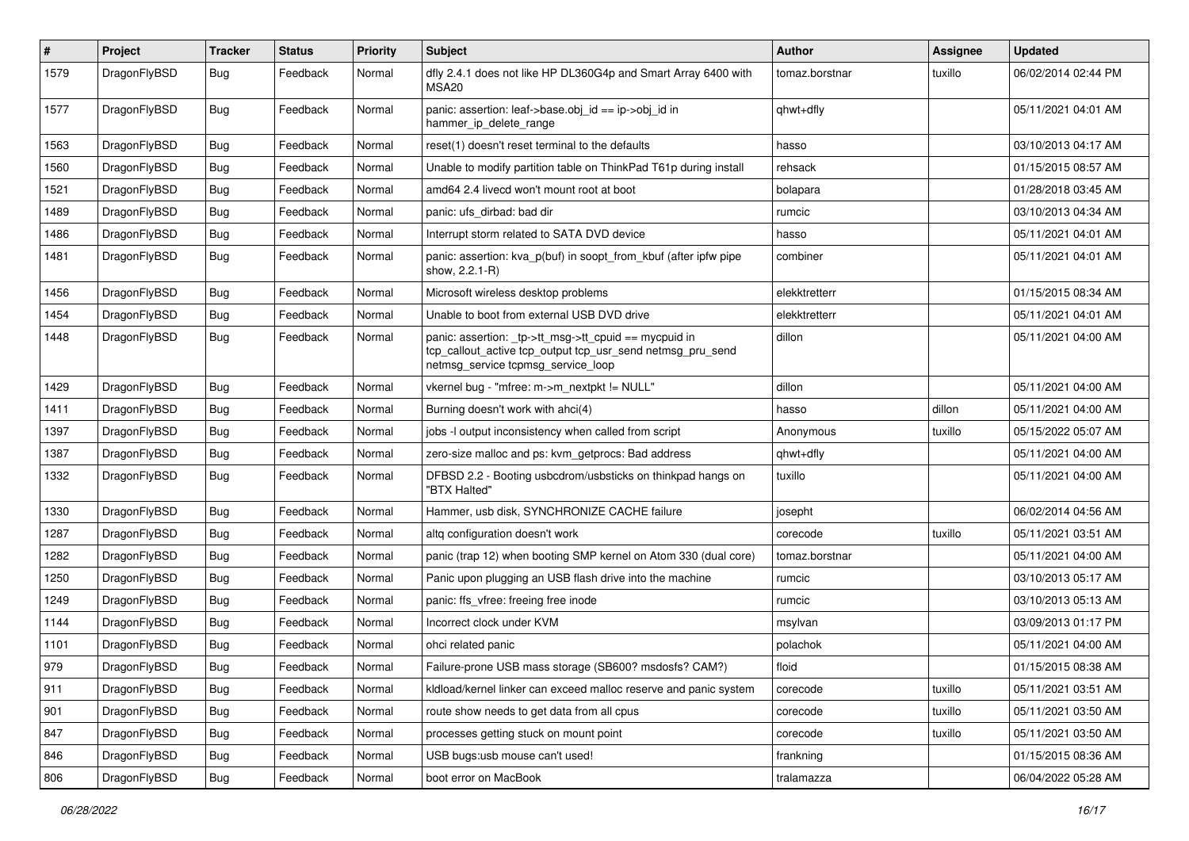| # | Project | Tracker | Status | Priority | Subject | Author | Assignee | Updated |
|---|---|---|---|---|---|---|---|---|
| 1579 | DragonFlyBSD | Bug | Feedback | Normal | dfly 2.4.1 does not like HP DL360G4p and Smart Array 6400 with MSA20 | tomaz.borstnar | tuxillo | 06/02/2014 02:44 PM |
| 1577 | DragonFlyBSD | Bug | Feedback | Normal | panic: assertion: leaf->base.obj_id == ip->obj_id in hammer_ip_delete_range | qhwt+dfly | | 05/11/2021 04:01 AM |
| 1563 | DragonFlyBSD | Bug | Feedback | Normal | reset(1) doesn't reset terminal to the defaults | hasso | | 03/10/2013 04:17 AM |
| 1560 | DragonFlyBSD | Bug | Feedback | Normal | Unable to modify partition table on ThinkPad T61p during install | rehsack | | 01/15/2015 08:57 AM |
| 1521 | DragonFlyBSD | Bug | Feedback | Normal | amd64 2.4 livecd won't mount root at boot | bolapara | | 01/28/2018 03:45 AM |
| 1489 | DragonFlyBSD | Bug | Feedback | Normal | panic: ufs_dirbad: bad dir | rumcic | | 03/10/2013 04:34 AM |
| 1486 | DragonFlyBSD | Bug | Feedback | Normal | Interrupt storm related to SATA DVD device | hasso | | 05/11/2021 04:01 AM |
| 1481 | DragonFlyBSD | Bug | Feedback | Normal | panic: assertion: kva_p(buf) in soopt_from_kbuf (after ipfw pipe show, 2.2.1-R) | combiner | | 05/11/2021 04:01 AM |
| 1456 | DragonFlyBSD | Bug | Feedback | Normal | Microsoft wireless desktop problems | elekktretterr | | 01/15/2015 08:34 AM |
| 1454 | DragonFlyBSD | Bug | Feedback | Normal | Unable to boot from external USB DVD drive | elekktretterr | | 05/11/2021 04:01 AM |
| 1448 | DragonFlyBSD | Bug | Feedback | Normal | panic: assertion: _tp->tt_msg->tt_cpuid == mycpuid in tcp_callout_active tcp_output tcp_usr_send netmsg_pru_send netmsg_service tcpmsg_service_loop | dillon | | 05/11/2021 04:00 AM |
| 1429 | DragonFlyBSD | Bug | Feedback | Normal | vkernel bug - "mfree: m->m_nextpkt != NULL" | dillon | | 05/11/2021 04:00 AM |
| 1411 | DragonFlyBSD | Bug | Feedback | Normal | Burning doesn't work with ahci(4) | hasso | dillon | 05/11/2021 04:00 AM |
| 1397 | DragonFlyBSD | Bug | Feedback | Normal | jobs -l output inconsistency when called from script | Anonymous | tuxillo | 05/15/2022 05:07 AM |
| 1387 | DragonFlyBSD | Bug | Feedback | Normal | zero-size malloc and ps: kvm_getprocs: Bad address | qhwt+dfly | | 05/11/2021 04:00 AM |
| 1332 | DragonFlyBSD | Bug | Feedback | Normal | DFBSD 2.2 - Booting usbcdrom/usbsticks on thinkpad hangs on "BTX Halted" | tuxillo | | 05/11/2021 04:00 AM |
| 1330 | DragonFlyBSD | Bug | Feedback | Normal | Hammer, usb disk, SYNCHRONIZE CACHE failure | josepht | | 06/02/2014 04:56 AM |
| 1287 | DragonFlyBSD | Bug | Feedback | Normal | altq configuration doesn't work | corecode | tuxillo | 05/11/2021 03:51 AM |
| 1282 | DragonFlyBSD | Bug | Feedback | Normal | panic (trap 12) when booting SMP kernel on Atom 330 (dual core) | tomaz.borstnar | | 05/11/2021 04:00 AM |
| 1250 | DragonFlyBSD | Bug | Feedback | Normal | Panic upon plugging an USB flash drive into the machine | rumcic | | 03/10/2013 05:17 AM |
| 1249 | DragonFlyBSD | Bug | Feedback | Normal | panic: ffs_vfree: freeing free inode | rumcic | | 03/10/2013 05:13 AM |
| 1144 | DragonFlyBSD | Bug | Feedback | Normal | Incorrect clock under KVM | msylvan | | 03/09/2013 01:17 PM |
| 1101 | DragonFlyBSD | Bug | Feedback | Normal | ohci related panic | polachok | | 05/11/2021 04:00 AM |
| 979 | DragonFlyBSD | Bug | Feedback | Normal | Failure-prone USB mass storage (SB600? msdosfs? CAM?) | floid | | 01/15/2015 08:38 AM |
| 911 | DragonFlyBSD | Bug | Feedback | Normal | kldload/kernel linker can exceed malloc reserve and panic system | corecode | tuxillo | 05/11/2021 03:51 AM |
| 901 | DragonFlyBSD | Bug | Feedback | Normal | route show needs to get data from all cpus | corecode | tuxillo | 05/11/2021 03:50 AM |
| 847 | DragonFlyBSD | Bug | Feedback | Normal | processes getting stuck on mount point | corecode | tuxillo | 05/11/2021 03:50 AM |
| 846 | DragonFlyBSD | Bug | Feedback | Normal | USB bugs:usb mouse can't used! | frankning | | 01/15/2015 08:36 AM |
| 806 | DragonFlyBSD | Bug | Feedback | Normal | boot error on MacBook | tralamazza | | 06/04/2022 05:28 AM |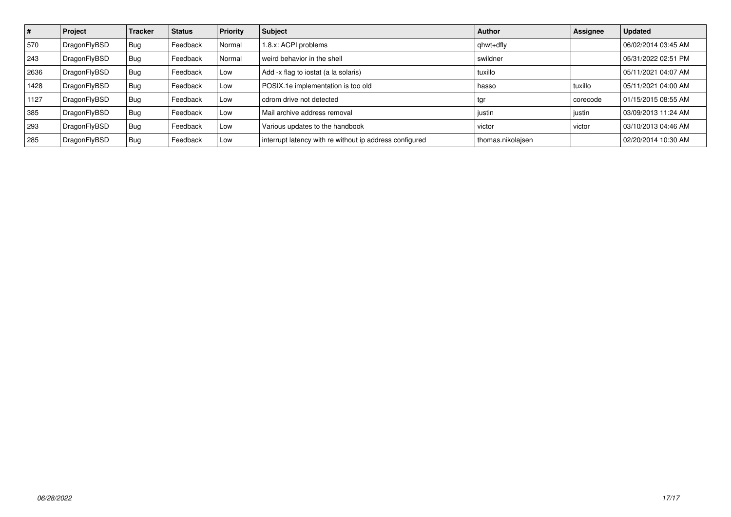| # | Project | Tracker | Status | Priority | Subject | Author | Assignee | Updated |
|---|---|---|---|---|---|---|---|---|
| 570 | DragonFlyBSD | Bug | Feedback | Normal | 1.8.x: ACPI problems | qhwt+dfly | | 06/02/2014 03:45 AM |
| 243 | DragonFlyBSD | Bug | Feedback | Normal | weird behavior in the shell | swildner | | 05/31/2022 02:51 PM |
| 2636 | DragonFlyBSD | Bug | Feedback | Low | Add -x flag to iostat (a la solaris) | tuxillo | | 05/11/2021 04:07 AM |
| 1428 | DragonFlyBSD | Bug | Feedback | Low | POSIX.1e implementation is too old | hasso | tuxillo | 05/11/2021 04:00 AM |
| 1127 | DragonFlyBSD | Bug | Feedback | Low | cdrom drive not detected | tgr | corecode | 01/15/2015 08:55 AM |
| 385 | DragonFlyBSD | Bug | Feedback | Low | Mail archive address removal | justin | justin | 03/09/2013 11:24 AM |
| 293 | DragonFlyBSD | Bug | Feedback | Low | Various updates to the handbook | victor | victor | 03/10/2013 04:46 AM |
| 285 | DragonFlyBSD | Bug | Feedback | Low | interrupt latency with re without ip address configured | thomas.nikolajsen | | 02/20/2014 10:30 AM |